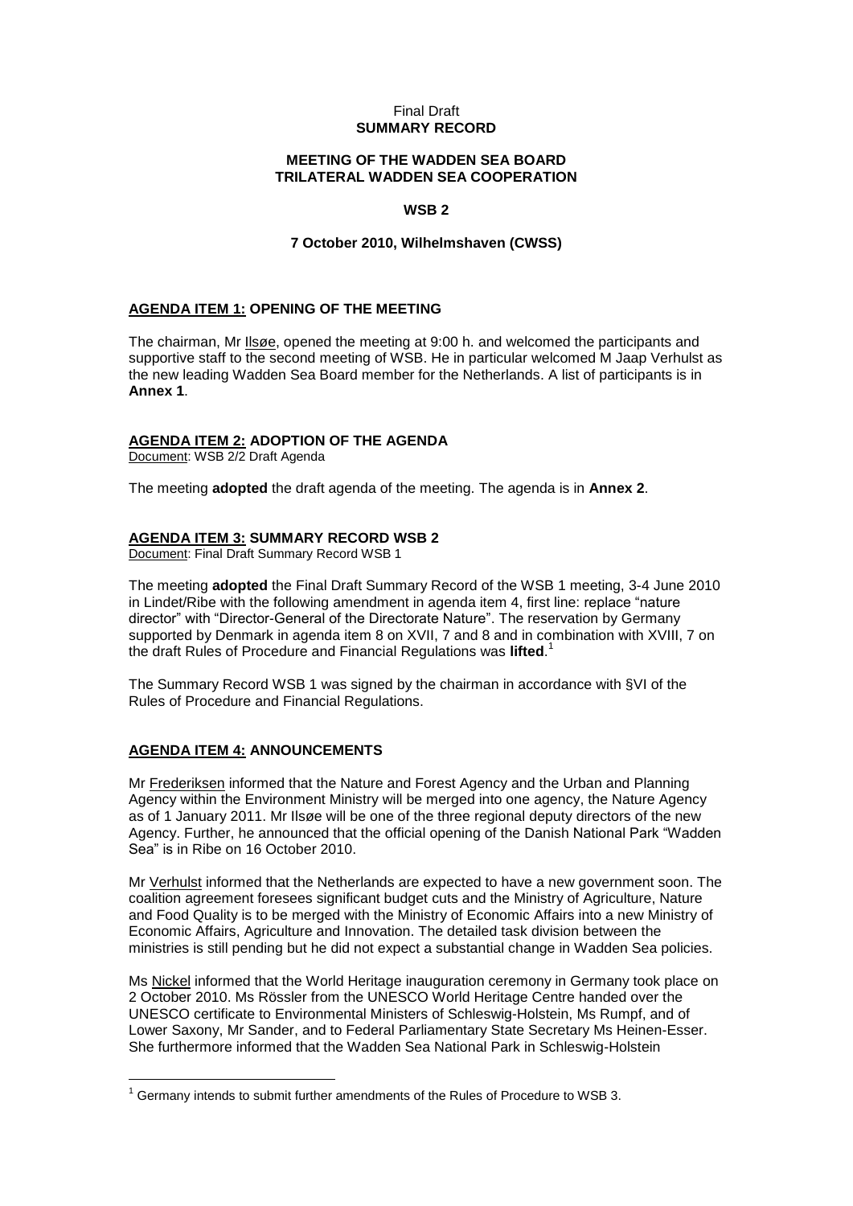Final Draft
**SUMMARY RECORD**

**MEETING OF THE WADDEN SEA BOARD**
**TRILATERAL WADDEN SEA COOPERATION**

**WSB 2**

**7 October 2010, Wilhelmshaven (CWSS)**

## AGENDA ITEM 1: OPENING OF THE MEETING

The chairman, Mr Ilsøe, opened the meeting at 9:00 h. and welcomed the participants and supportive staff to the second meeting of WSB. He in particular welcomed M Jaap Verhulst as the new leading Wadden Sea Board member for the Netherlands. A list of participants is in **Annex 1**.

## AGENDA ITEM 2: ADOPTION OF THE AGENDA

Document: WSB 2/2 Draft Agenda

The meeting **adopted** the draft agenda of the meeting. The agenda is in **Annex 2**.

## AGENDA ITEM 3: SUMMARY RECORD WSB 2

Document: Final Draft Summary Record WSB 1

The meeting **adopted** the Final Draft Summary Record of the WSB 1 meeting, 3-4 June 2010 in Lindet/Ribe with the following amendment in agenda item 4, first line: replace "nature director" with "Director-General of the Directorate Nature". The reservation by Germany supported by Denmark in agenda item 8 on XVII, 7 and 8 and in combination with XVIII, 7 on the draft Rules of Procedure and Financial Regulations was **lifted**.[1]

The Summary Record WSB 1 was signed by the chairman in accordance with §VI of the Rules of Procedure and Financial Regulations.

## AGENDA ITEM 4: ANNOUNCEMENTS

Mr Frederiksen informed that the Nature and Forest Agency and the Urban and Planning Agency within the Environment Ministry will be merged into one agency, the Nature Agency as of 1 January 2011. Mr Ilsøe will be one of the three regional deputy directors of the new Agency. Further, he announced that the official opening of the Danish National Park "Wadden Sea" is in Ribe on 16 October 2010.

Mr Verhulst informed that the Netherlands are expected to have a new government soon. The coalition agreement foresees significant budget cuts and the Ministry of Agriculture, Nature and Food Quality is to be merged with the Ministry of Economic Affairs into a new Ministry of Economic Affairs, Agriculture and Innovation. The detailed task division between the ministries is still pending but he did not expect a substantial change in Wadden Sea policies.

Ms Nickel informed that the World Heritage inauguration ceremony in Germany took place on 2 October 2010. Ms Rössler from the UNESCO World Heritage Centre handed over the UNESCO certificate to Environmental Ministers of Schleswig-Holstein, Ms Rumpf, and of Lower Saxony, Mr Sander, and to Federal Parliamentary State Secretary Ms Heinen-Esser. She furthermore informed that the Wadden Sea National Park in Schleswig-Holstein

---

[1] Germany intends to submit further amendments of the Rules of Procedure to WSB 3.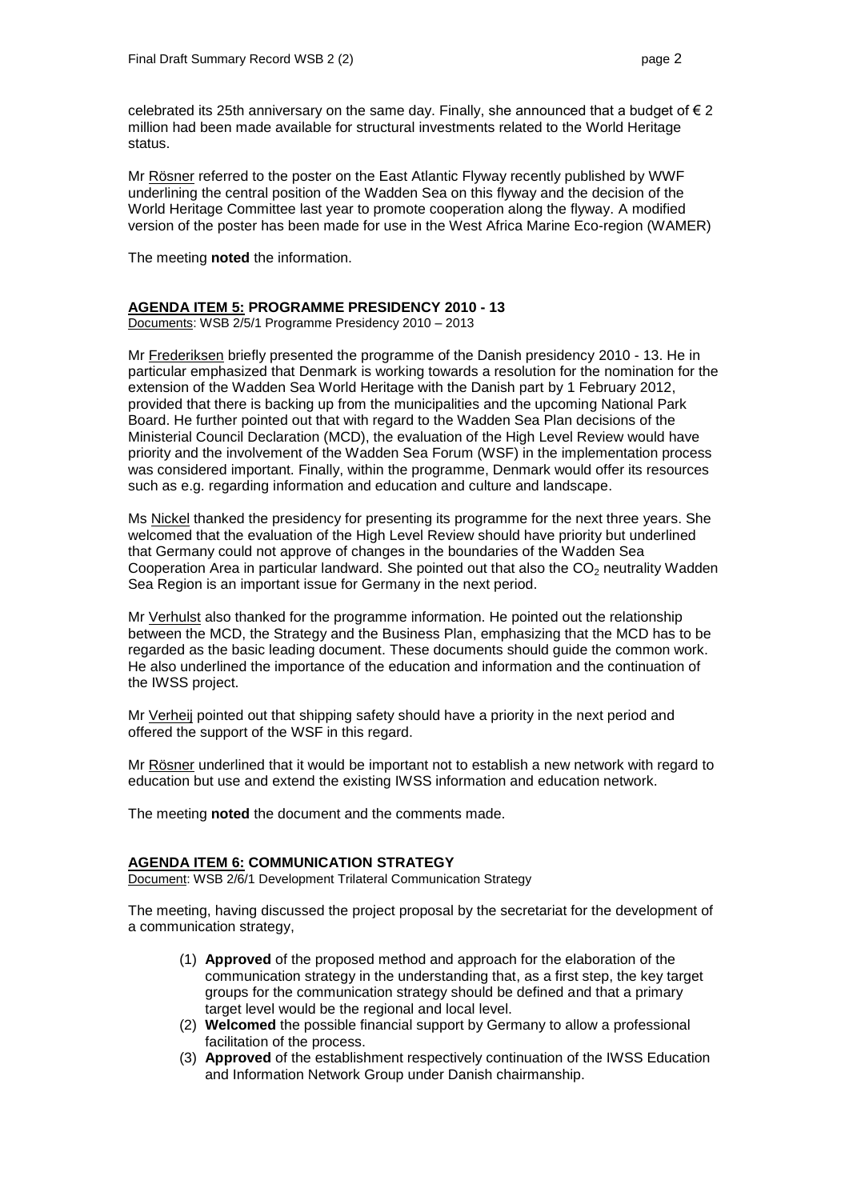celebrated its 25th anniversary on the same day. Finally, she announced that a budget of € 2 million had been made available for structural investments related to the World Heritage status.

Mr Rösner referred to the poster on the East Atlantic Flyway recently published by WWF underlining the central position of the Wadden Sea on this flyway and the decision of the World Heritage Committee last year to promote cooperation along the flyway. A modified version of the poster has been made for use in the West Africa Marine Eco-region (WAMER)

The meeting **noted** the information.

## AGENDA ITEM 5: PROGRAMME PRESIDENCY 2010 - 13

Documents: WSB 2/5/1 Programme Presidency 2010 – 2013

Mr Frederiksen briefly presented the programme of the Danish presidency 2010 - 13. He in particular emphasized that Denmark is working towards a resolution for the nomination for the extension of the Wadden Sea World Heritage with the Danish part by 1 February 2012, provided that there is backing up from the municipalities and the upcoming National Park Board. He further pointed out that with regard to the Wadden Sea Plan decisions of the Ministerial Council Declaration (MCD), the evaluation of the High Level Review would have priority and the involvement of the Wadden Sea Forum (WSF) in the implementation process was considered important. Finally, within the programme, Denmark would offer its resources such as e.g. regarding information and education and culture and landscape.

Ms Nickel thanked the presidency for presenting its programme for the next three years. She welcomed that the evaluation of the High Level Review should have priority but underlined that Germany could not approve of changes in the boundaries of the Wadden Sea Cooperation Area in particular landward. She pointed out that also the $CO_2$ neutrality Wadden Sea Region is an important issue for Germany in the next period.

Mr Verhulst also thanked for the programme information. He pointed out the relationship between the MCD, the Strategy and the Business Plan, emphasizing that the MCD has to be regarded as the basic leading document. These documents should guide the common work. He also underlined the importance of the education and information and the continuation of the IWSS project.

Mr Verheij pointed out that shipping safety should have a priority in the next period and offered the support of the WSF in this regard.

Mr Rösner underlined that it would be important not to establish a new network with regard to education but use and extend the existing IWSS information and education network.

The meeting **noted** the document and the comments made.

## AGENDA ITEM 6: COMMUNICATION STRATEGY

Document: WSB 2/6/1 Development Trilateral Communication Strategy

The meeting, having discussed the project proposal by the secretariat for the development of a communication strategy,

(1) **Approved** of the proposed method and approach for the elaboration of the communication strategy in the understanding that, as a first step, the key target groups for the communication strategy should be defined and that a primary target level would be the regional and local level.

(2) **Welcomed** the possible financial support by Germany to allow a professional facilitation of the process.

(3) **Approved** of the establishment respectively continuation of the IWSS Education and Information Network Group under Danish chairmanship.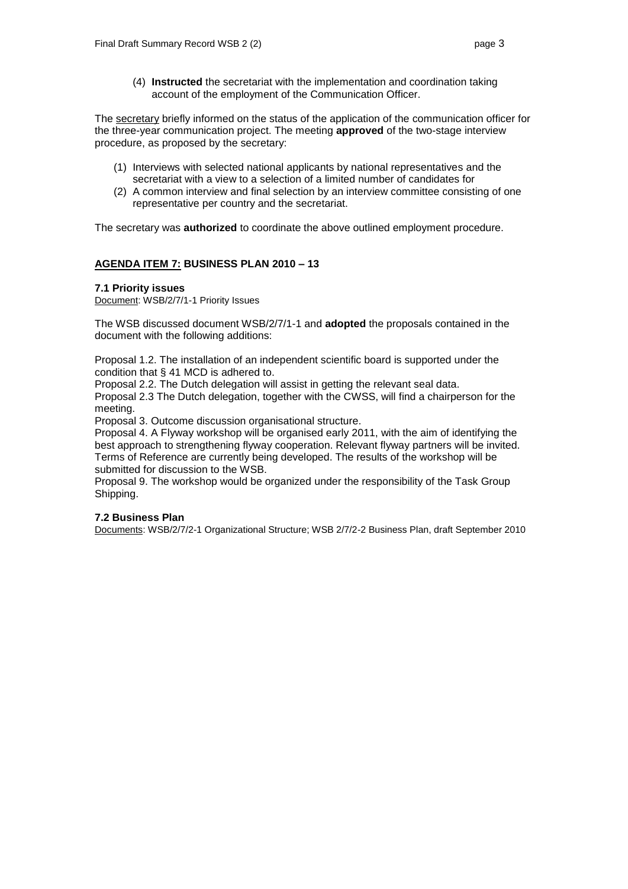(4) **Instructed** the secretariat with the implementation and coordination taking account of the employment of the Communication Officer.

The secretary briefly informed on the status of the application of the communication officer for the three-year communication project. The meeting **approved** of the two-stage interview procedure, as proposed by the secretary:

(1) Interviews with selected national applicants by national representatives and the secretariat with a view to a selection of a limited number of candidates for
(2) A common interview and final selection by an interview committee consisting of one representative per country and the secretariat.

The secretary was **authorized** to coordinate the above outlined employment procedure.

## AGENDA ITEM 7: BUSINESS PLAN 2010 – 13

### 7.1 Priority issues

Document: WSB/2/7/1-1 Priority Issues

The WSB discussed document WSB/2/7/1-1 and **adopted** the proposals contained in the document with the following additions:

Proposal 1.2. The installation of an independent scientific board is supported under the condition that § 41 MCD is adhered to.
Proposal 2.2. The Dutch delegation will assist in getting the relevant seal data.
Proposal 2.3 The Dutch delegation, together with the CWSS, will find a chairperson for the meeting.
Proposal 3. Outcome discussion organisational structure.
Proposal 4. A Flyway workshop will be organised early 2011, with the aim of identifying the best approach to strengthening flyway cooperation. Relevant flyway partners will be invited. Terms of Reference are currently being developed. The results of the workshop will be submitted for discussion to the WSB.
Proposal 9. The workshop would be organized under the responsibility of the Task Group Shipping.

### 7.2 Business Plan

Documents: WSB/2/7/2-1 Organizational Structure; WSB 2/7/2-2 Business Plan, draft September 2010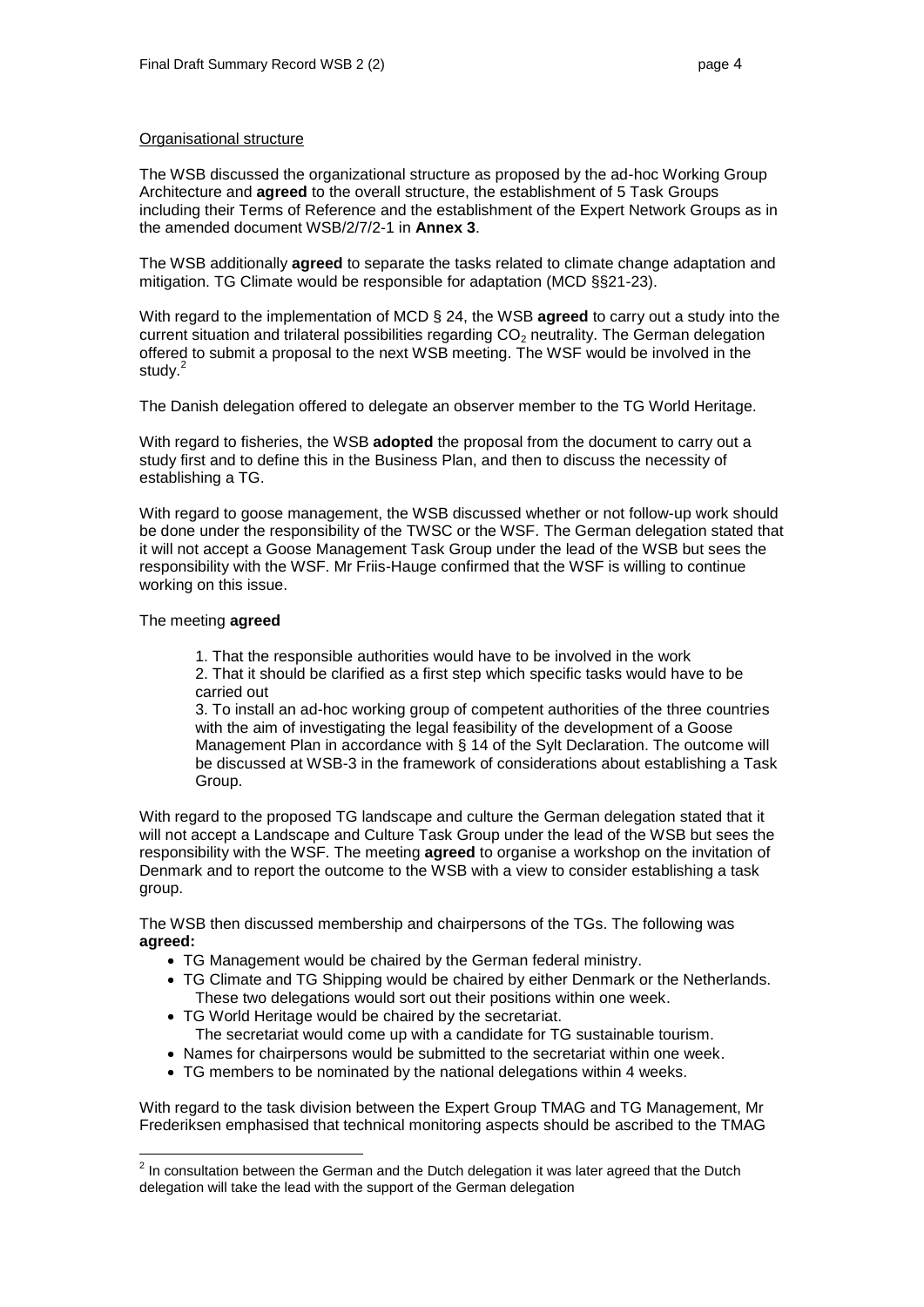Organisational structure

The WSB discussed the organizational structure as proposed by the ad-hoc Working Group Architecture and **agreed** to the overall structure, the establishment of 5 Task Groups including their Terms of Reference and the establishment of the Expert Network Groups as in the amended document WSB/2/7/2-1 in **Annex 3**.

The WSB additionally **agreed** to separate the tasks related to climate change adaptation and mitigation. TG Climate would be responsible for adaptation (MCD §§21-23).

With regard to the implementation of MCD § 24, the WSB **agreed** to carry out a study into the current situation and trilateral possibilities regarding $CO_2$ neutrality. The German delegation offered to submit a proposal to the next WSB meeting. The WSF would be involved in the study.[2]

The Danish delegation offered to delegate an observer member to the TG World Heritage.

With regard to fisheries, the WSB **adopted** the proposal from the document to carry out a study first and to define this in the Business Plan, and then to discuss the necessity of establishing a TG.

With regard to goose management, the WSB discussed whether or not follow-up work should be done under the responsibility of the TWSC or the WSF. The German delegation stated that it will not accept a Goose Management Task Group under the lead of the WSB but sees the responsibility with the WSF. Mr Friis-Hauge confirmed that the WSF is willing to continue working on this issue.

The meeting **agreed**

1. That the responsible authorities would have to be involved in the work
2. That it should be clarified as a first step which specific tasks would have to be carried out
3. To install an ad-hoc working group of competent authorities of the three countries with the aim of investigating the legal feasibility of the development of a Goose Management Plan in accordance with § 14 of the Sylt Declaration. The outcome will be discussed at WSB-3 in the framework of considerations about establishing a Task Group.

With regard to the proposed TG landscape and culture the German delegation stated that it will not accept a Landscape and Culture Task Group under the lead of the WSB but sees the responsibility with the WSF. The meeting **agreed** to organise a workshop on the invitation of Denmark and to report the outcome to the WSB with a view to consider establishing a task group.

The WSB then discussed membership and chairpersons of the TGs. The following was **agreed:**

- TG Management would be chaired by the German federal ministry.
- TG Climate and TG Shipping would be chaired by either Denmark or the Netherlands. These two delegations would sort out their positions within one week.
- TG World Heritage would be chaired by the secretariat. The secretariat would come up with a candidate for TG sustainable tourism.
- Names for chairpersons would be submitted to the secretariat within one week.
- TG members to be nominated by the national delegations within 4 weeks.

With regard to the task division between the Expert Group TMAG and TG Management, Mr Frederiksen emphasised that technical monitoring aspects should be ascribed to the TMAG

---

[2] In consultation between the German and the Dutch delegation it was later agreed that the Dutch delegation will take the lead with the support of the German delegation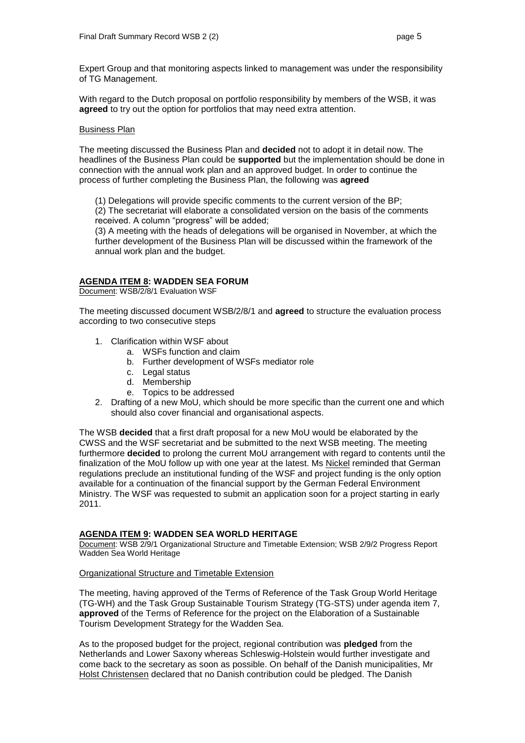Expert Group and that monitoring aspects linked to management was under the responsibility of TG Management.

With regard to the Dutch proposal on portfolio responsibility by members of the WSB, it was **agreed** to try out the option for portfolios that may need extra attention.

Business Plan

The meeting discussed the Business Plan and **decided** not to adopt it in detail now. The headlines of the Business Plan could be **supported** but the implementation should be done in connection with the annual work plan and an approved budget. In order to continue the process of further completing the Business Plan, the following was **agreed**

(1) Delegations will provide specific comments to the current version of the BP;
(2) The secretariat will elaborate a consolidated version on the basis of the comments received. A column "progress" will be added;
(3) A meeting with the heads of delegations will be organised in November, at which the further development of the Business Plan will be discussed within the framework of the annual work plan and the budget.

## AGENDA ITEM 8: WADDEN SEA FORUM

Document: WSB/2/8/1 Evaluation WSF

The meeting discussed document WSB/2/8/1 and **agreed** to structure the evaluation process according to two consecutive steps

1. Clarification within WSF about
   a. WSFs function and claim
   b. Further development of WSFs mediator role
   c. Legal status
   d. Membership
   e. Topics to be addressed
2. Drafting of a new MoU, which should be more specific than the current one and which should also cover financial and organisational aspects.

The WSB **decided** that a first draft proposal for a new MoU would be elaborated by the CWSS and the WSF secretariat and be submitted to the next WSB meeting. The meeting furthermore **decided** to prolong the current MoU arrangement with regard to contents until the finalization of the MoU follow up with one year at the latest. Ms Nickel reminded that German regulations preclude an institutional funding of the WSF and project funding is the only option available for a continuation of the financial support by the German Federal Environment Ministry. The WSF was requested to submit an application soon for a project starting in early 2011.

## AGENDA ITEM 9: WADDEN SEA WORLD HERITAGE

Document: WSB 2/9/1 Organizational Structure and Timetable Extension; WSB 2/9/2 Progress Report Wadden Sea World Heritage

Organizational Structure and Timetable Extension

The meeting, having approved of the Terms of Reference of the Task Group World Heritage (TG-WH) and the Task Group Sustainable Tourism Strategy (TG-STS) under agenda item 7, **approved** of the Terms of Reference for the project on the Elaboration of a Sustainable Tourism Development Strategy for the Wadden Sea.

As to the proposed budget for the project, regional contribution was **pledged** from the Netherlands and Lower Saxony whereas Schleswig-Holstein would further investigate and come back to the secretary as soon as possible. On behalf of the Danish municipalities, Mr Holst Christensen declared that no Danish contribution could be pledged. The Danish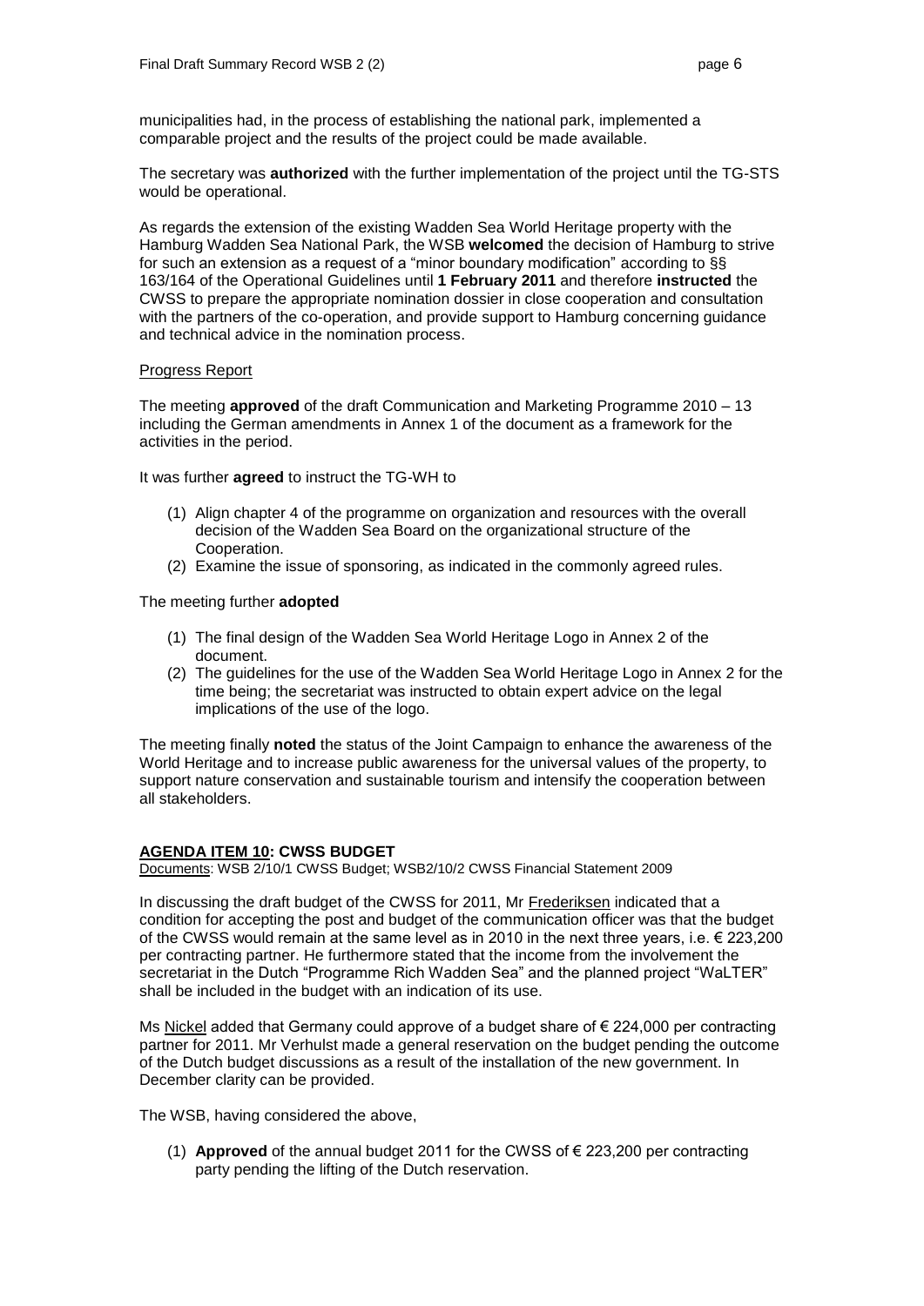municipalities had, in the process of establishing the national park, implemented a comparable project and the results of the project could be made available.

The secretary was **authorized** with the further implementation of the project until the TG-STS would be operational.

As regards the extension of the existing Wadden Sea World Heritage property with the Hamburg Wadden Sea National Park, the WSB **welcomed** the decision of Hamburg to strive for such an extension as a request of a "minor boundary modification" according to §§ 163/164 of the Operational Guidelines until **1 February 2011** and therefore **instructed** the CWSS to prepare the appropriate nomination dossier in close cooperation and consultation with the partners of the co-operation, and provide support to Hamburg concerning guidance and technical advice in the nomination process.

Progress Report

The meeting **approved** of the draft Communication and Marketing Programme 2010 – 13 including the German amendments in Annex 1 of the document as a framework for the activities in the period.

It was further **agreed** to instruct the TG-WH to

(1) Align chapter 4 of the programme on organization and resources with the overall decision of the Wadden Sea Board on the organizational structure of the Cooperation.
(2) Examine the issue of sponsoring, as indicated in the commonly agreed rules.

The meeting further **adopted**

(1) The final design of the Wadden Sea World Heritage Logo in Annex 2 of the document.
(2) The guidelines for the use of the Wadden Sea World Heritage Logo in Annex 2 for the time being; the secretariat was instructed to obtain expert advice on the legal implications of the use of the logo.

The meeting finally **noted** the status of the Joint Campaign to enhance the awareness of the World Heritage and to increase public awareness for the universal values of the property, to support nature conservation and sustainable tourism and intensify the cooperation between all stakeholders.

## AGENDA ITEM 10: CWSS BUDGET

Documents: WSB 2/10/1 CWSS Budget; WSB2/10/2 CWSS Financial Statement 2009

In discussing the draft budget of the CWSS for 2011, Mr Frederiksen indicated that a condition for accepting the post and budget of the communication officer was that the budget of the CWSS would remain at the same level as in 2010 in the next three years, i.e. € 223,200 per contracting partner. He furthermore stated that the income from the involvement the secretariat in the Dutch "Programme Rich Wadden Sea" and the planned project "WaLTER" shall be included in the budget with an indication of its use.

Ms Nickel added that Germany could approve of a budget share of € 224,000 per contracting partner for 2011. Mr Verhulst made a general reservation on the budget pending the outcome of the Dutch budget discussions as a result of the installation of the new government. In December clarity can be provided.

The WSB, having considered the above,

(1) **Approved** of the annual budget 2011 for the CWSS of € 223,200 per contracting party pending the lifting of the Dutch reservation.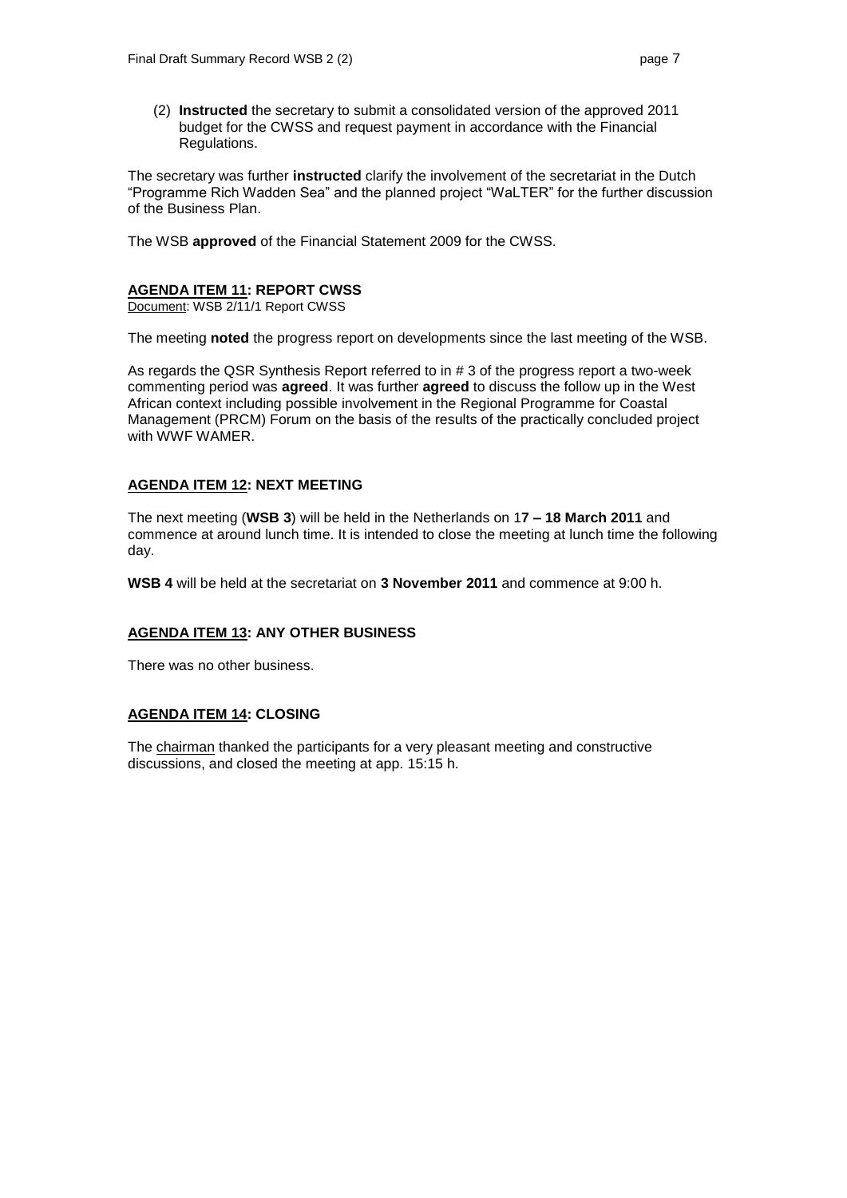(2) **Instructed** the secretary to submit a consolidated version of the approved 2011 budget for the CWSS and request payment in accordance with the Financial Regulations.

The secretary was further **instructed** clarify the involvement of the secretariat in the Dutch "Programme Rich Wadden Sea" and the planned project "WaLTER" for the further discussion of the Business Plan.

The WSB **approved** of the Financial Statement 2009 for the CWSS.

## AGENDA ITEM 11: REPORT CWSS

Document: WSB 2/11/1 Report CWSS

The meeting **noted** the progress report on developments since the last meeting of the WSB.

As regards the QSR Synthesis Report referred to in # 3 of the progress report a two-week commenting period was **agreed**. It was further **agreed** to discuss the follow up in the West African context including possible involvement in the Regional Programme for Coastal Management (PRCM) Forum on the basis of the results of the practically concluded project with WWF WAMER.

## AGENDA ITEM 12: NEXT MEETING

The next meeting (**WSB 3**) will be held in the Netherlands on 1**7 – 18 March 2011** and commence at around lunch time. It is intended to close the meeting at lunch time the following day.

**WSB 4** will be held at the secretariat on **3 November 2011** and commence at 9:00 h.

## AGENDA ITEM 13: ANY OTHER BUSINESS

There was no other business.

## AGENDA ITEM 14: CLOSING

The chairman thanked the participants for a very pleasant meeting and constructive discussions, and closed the meeting at app. 15:15 h.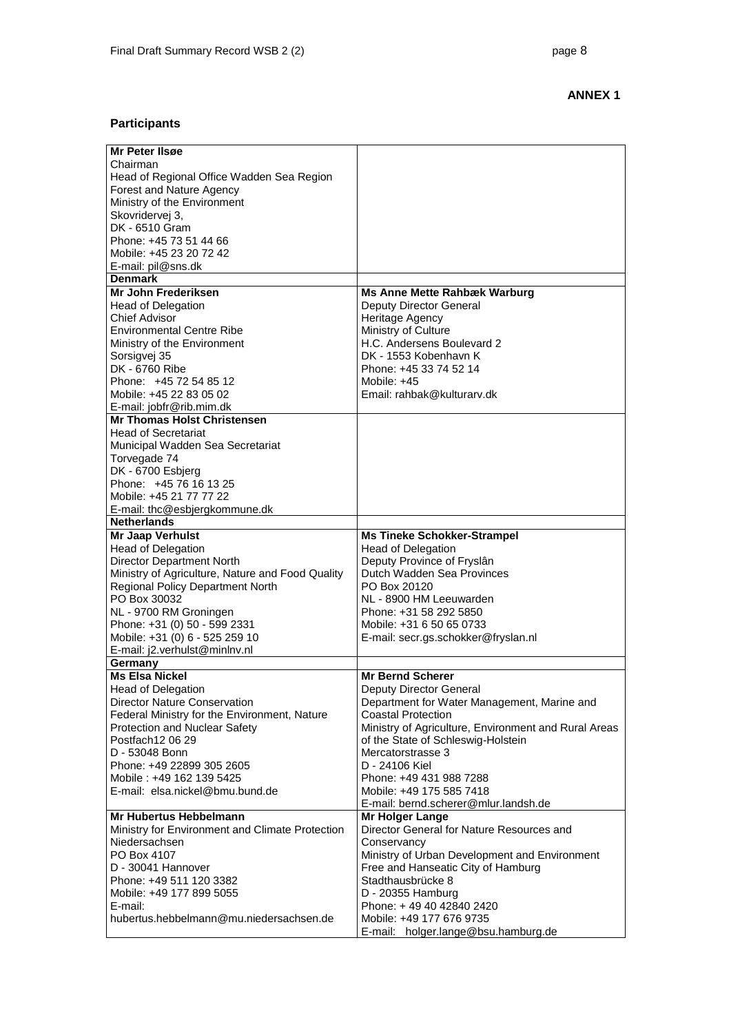**ANNEX 1**

**Participants**

| | |
|---|---|
| **Mr Peter Ilsøe**<br>Chairman<br>Head of Regional Office Wadden Sea Region<br>Forest and Nature Agency<br>Ministry of the Environment<br>Skovridervej 3,<br>DK - 6510 Gram<br>Phone: +45 73 51 44 66<br>Mobile: +45 23 20 72 42<br>E-mail: pil@sns.dk | |
| **Denmark** | |
| **Mr John Frederiksen**<br>Head of Delegation<br>Chief Advisor<br>Environmental Centre Ribe<br>Ministry of the Environment<br>Sorsigvej 35<br>DK - 6760 Ribe<br>Phone: +45 72 54 85 12<br>Mobile: +45 22 83 05 02<br>E-mail: jobfr@rib.mim.dk | **Ms Anne Mette Rahbæk Warburg**<br>Deputy Director General<br>Heritage Agency<br>Ministry of Culture<br>H.C. Andersens Boulevard 2<br>DK - 1553 Kobenhavn K<br>Phone: +45 33 74 52 14<br>Mobile: +45<br>Email: rahbak@kulturarv.dk |
| **Mr Thomas Holst Christensen**<br>Head of Secretariat<br>Municipal Wadden Sea Secretariat<br>Torvegade 74<br>DK - 6700 Esbjerg<br>Phone: +45 76 16 13 25<br>Mobile: +45 21 77 77 22<br>E-mail: thc@esbjergkommune.dk | |
| **Netherlands** | |
| **Mr Jaap Verhulst**<br>Head of Delegation<br>Director Department North<br>Ministry of Agriculture, Nature and Food Quality<br>Regional Policy Department North<br>PO Box 30032<br>NL - 9700 RM Groningen<br>Phone: +31 (0) 50 - 599 2331<br>Mobile: +31 (0) 6 - 525 259 10<br>E-mail: j2.verhulst@minlnv.nl | **Ms Tineke Schokker-Strampel**<br>Head of Delegation<br>Deputy Province of Fryslân<br>Dutch Wadden Sea Provinces<br>PO Box 20120<br>NL - 8900 HM Leeuwarden<br>Phone: +31 58 292 5850<br>Mobile: +31 6 50 65 0733<br>E-mail: secr.gs.schokker@fryslan.nl |
| **Germany** | |
| **Ms Elsa Nickel**<br>Head of Delegation<br>Director Nature Conservation<br>Federal Ministry for the Environment, Nature Protection and Nuclear Safety<br>Postfach12 06 29<br>D - 53048 Bonn<br>Phone: +49 22899 305 2605<br>Mobile : +49 162 139 5425<br>E-mail: elsa.nickel@bmu.bund.de | **Mr Bernd Scherer**<br>Deputy Director General<br>Department for Water Management, Marine and Coastal Protection<br>Ministry of Agriculture, Environment and Rural Areas of the State of Schleswig-Holstein<br>Mercatorstrasse 3<br>D - 24106 Kiel<br>Phone: +49 431 988 7288<br>Mobile: +49 175 585 7418<br>E-mail: bernd.scherer@mlur.landsh.de |
| **Mr Hubertus Hebbelmann**<br>Ministry for Environment and Climate Protection Niedersachsen<br>PO Box 4107<br>D - 30041 Hannover<br>Phone: +49 511 120 3382<br>Mobile: +49 177 899 5055<br>E-mail:<br>hubertus.hebbelmann@mu.niedersachsen.de | **Mr Holger Lange**<br>Director General for Nature Resources and Conservancy<br>Ministry of Urban Development and Environment<br>Free and Hanseatic City of Hamburg<br>Stadthausbrücke 8<br>D - 20355 Hamburg<br>Phone: + 49 40 42840 2420<br>Mobile: +49 177 676 9735<br>E-mail: holger.lange@bsu.hamburg.de |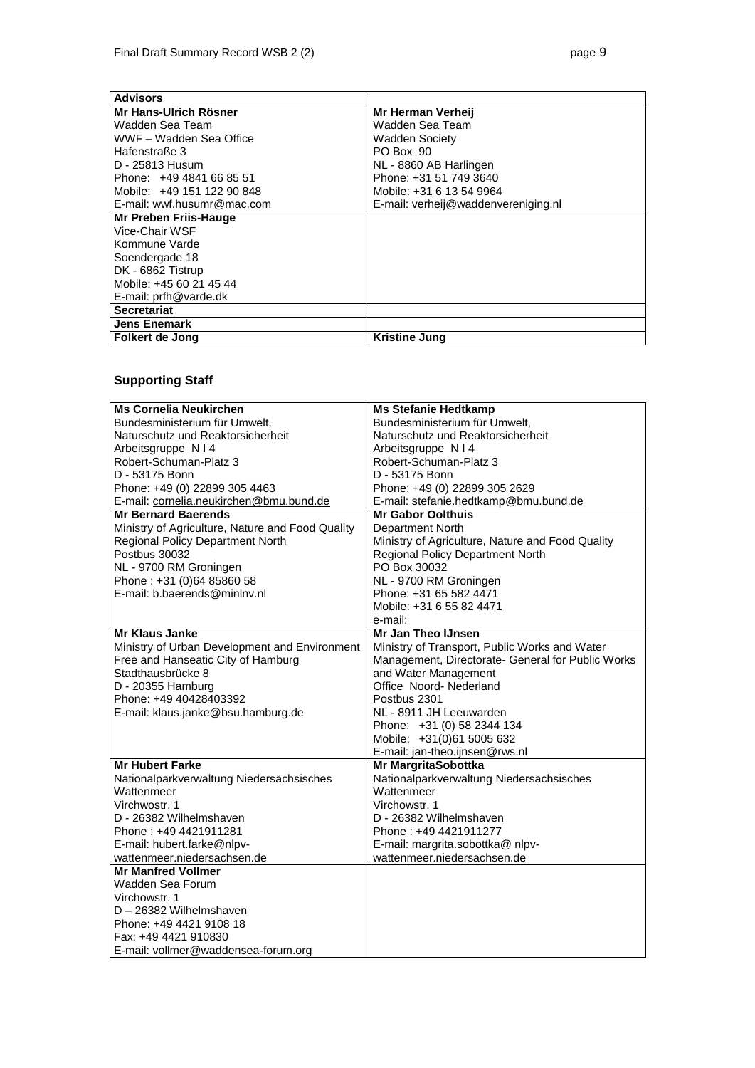| Advisors | |
|---|---|
| **Mr Hans-Ulrich Rösner**<br>Wadden Sea Team<br>WWF – Wadden Sea Office<br>Hafenstraße 3<br>D - 25813 Husum<br>Phone: +49 4841 66 85 51<br>Mobile: +49 151 122 90 848<br>E-mail: wwf.husumr@mac.com | **Mr Herman Verheij**<br>Wadden Sea Team<br>Wadden Society<br>PO Box 90<br>NL - 8860 AB Harlingen<br>Phone: +31 51 749 3640<br>Mobile: +31 6 13 54 9964<br>E-mail: verheij@waddenvereniging.nl |
| **Mr Preben Friis-Hauge**<br>Vice-Chair WSF<br>Kommune Varde<br>Soendergade 18<br>DK - 6862 Tistrup<br>Mobile: +45 60 21 45 44<br>E-mail: prfh@varde.dk | |
| **Secretariat** | |
| **Jens Enemark** | |
| **Folkert de Jong** | **Kristine Jung** |

## Supporting Staff

| | |
|---|---|
| **Ms Cornelia Neukirchen**<br>Bundesministerium für Umwelt,<br>Naturschutz und Reaktorsicherheit<br>Arbeitsgruppe N I 4<br>Robert-Schuman-Platz 3<br>D - 53175 Bonn<br>Phone: +49 (0) 22899 305 4463<br>E-mail: cornelia.neukirchen@bmu.bund.de | **Ms Stefanie Hedtkamp**<br>Bundesministerium für Umwelt,<br>Naturschutz und Reaktorsicherheit<br>Arbeitsgruppe N I 4<br>Robert-Schuman-Platz 3<br>D - 53175 Bonn<br>Phone: +49 (0) 22899 305 2629<br>E-mail: stefanie.hedtkamp@bmu.bund.de |
| **Mr Bernard Baerends**<br>Ministry of Agriculture, Nature and Food Quality<br>Regional Policy Department North<br>Postbus 30032<br>NL - 9700 RM Groningen<br>Phone : +31 (0)64 85860 58<br>E-mail: b.baerends@minlnv.nl | **Mr Gabor Oolthuis**<br>Department North<br>Ministry of Agriculture, Nature and Food Quality<br>Regional Policy Department North<br>PO Box 30032<br>NL - 9700 RM Groningen<br>Phone: +31 65 582 4471<br>Mobile: +31 6 55 82 4471<br>e-mail: |
| **Mr Klaus Janke**<br>Ministry of Urban Development and Environment<br>Free and Hanseatic City of Hamburg<br>Stadthausbrücke 8<br>D - 20355 Hamburg<br>Phone: +49 40428403392<br>E-mail: klaus.janke@bsu.hamburg.de | **Mr Jan Theo IJnsen**<br>Ministry of Transport, Public Works and Water<br>Management, Directorate- General for Public Works<br>and Water Management<br>Office Noord- Nederland<br>Postbus 2301<br>NL - 8911 JH Leeuwarden<br>Phone: +31 (0) 58 2344 134<br>Mobile: +31(0)61 5005 632<br>E-mail: jan-theo.ijnsen@rws.nl |
| **Mr Hubert Farke**<br>Nationalparkverwaltung Niedersächsisches<br>Wattenmeer<br>Virchwostr. 1<br>D - 26382 Wilhelmshaven<br>Phone : +49 4421911281<br>E-mail: hubert.farke@nlpv-<br>wattenmeer.niedersachsen.de | **Mr MargritaSobottka**<br>Nationalparkverwaltung Niedersächsisches<br>Wattenmeer<br>Virchowstr. 1<br>D - 26382 Wilhelmshaven<br>Phone : +49 4421911277<br>E-mail: margrita.sobottka@ nlpv-<br>wattenmeer.niedersachsen.de |
| **Mr Manfred Vollmer**<br>Wadden Sea Forum<br>Virchowstr. 1<br>D – 26382 Wilhelmshaven<br>Phone: +49 4421 9108 18<br>Fax: +49 4421 910830<br>E-mail: vollmer@waddensea-forum.org | |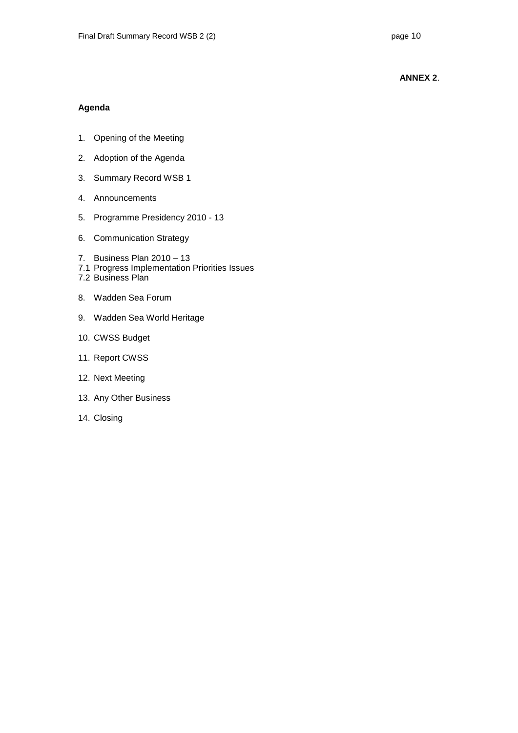**ANNEX 2**.

**Agenda**

1. Opening of the Meeting
2. Adoption of the Agenda
3. Summary Record WSB 1
4. Announcements
5. Programme Presidency 2010 - 13
6. Communication Strategy
7. Business Plan 2010 – 13

   7.1 Progress Implementation Priorities Issues

   7.2 Business Plan
8. Wadden Sea Forum
9. Wadden Sea World Heritage
10. CWSS Budget
11. Report CWSS
12. Next Meeting
13. Any Other Business
14. Closing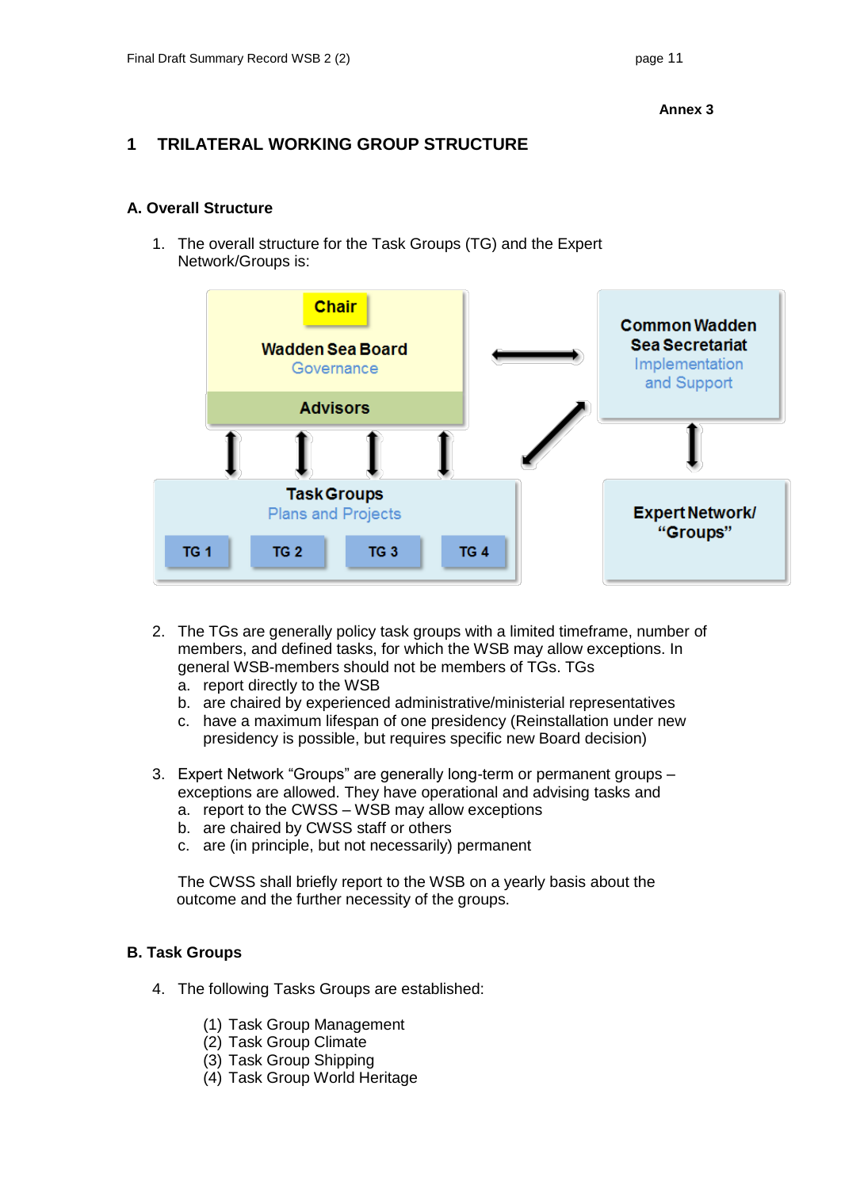Annex 3

# 1 TRILATERAL WORKING GROUP STRUCTURE

## A. Overall Structure

1. The overall structure for the Task Groups (TG) and the Expert Network/Groups is:

Chair
Wadden Sea Board
Governance
Advisors

Common Wadden Sea Secretariat
Implementation and Support

Task Groups
Plans and Projects
TG 1 TG 2 TG 3 TG 4

Expert Network/ "Groups"

2. The TGs are generally policy task groups with a limited timeframe, number of members, and defined tasks, for which the WSB may allow exceptions. In general WSB-members should not be members of TGs. TGs
   a. report directly to the WSB
   b. are chaired by experienced administrative/ministerial representatives
   c. have a maximum lifespan of one presidency (Reinstallation under new presidency is possible, but requires specific new Board decision)

3. Expert Network "Groups" are generally long-term or permanent groups – exceptions are allowed. They have operational and advising tasks and
   a. report to the CWSS – WSB may allow exceptions
   b. are chaired by CWSS staff or others
   c. are (in principle, but not necessarily) permanent

   The CWSS shall briefly report to the WSB on a yearly basis about the outcome and the further necessity of the groups.

## B. Task Groups

4. The following Tasks Groups are established:

   (1) Task Group Management
   (2) Task Group Climate
   (3) Task Group Shipping
   (4) Task Group World Heritage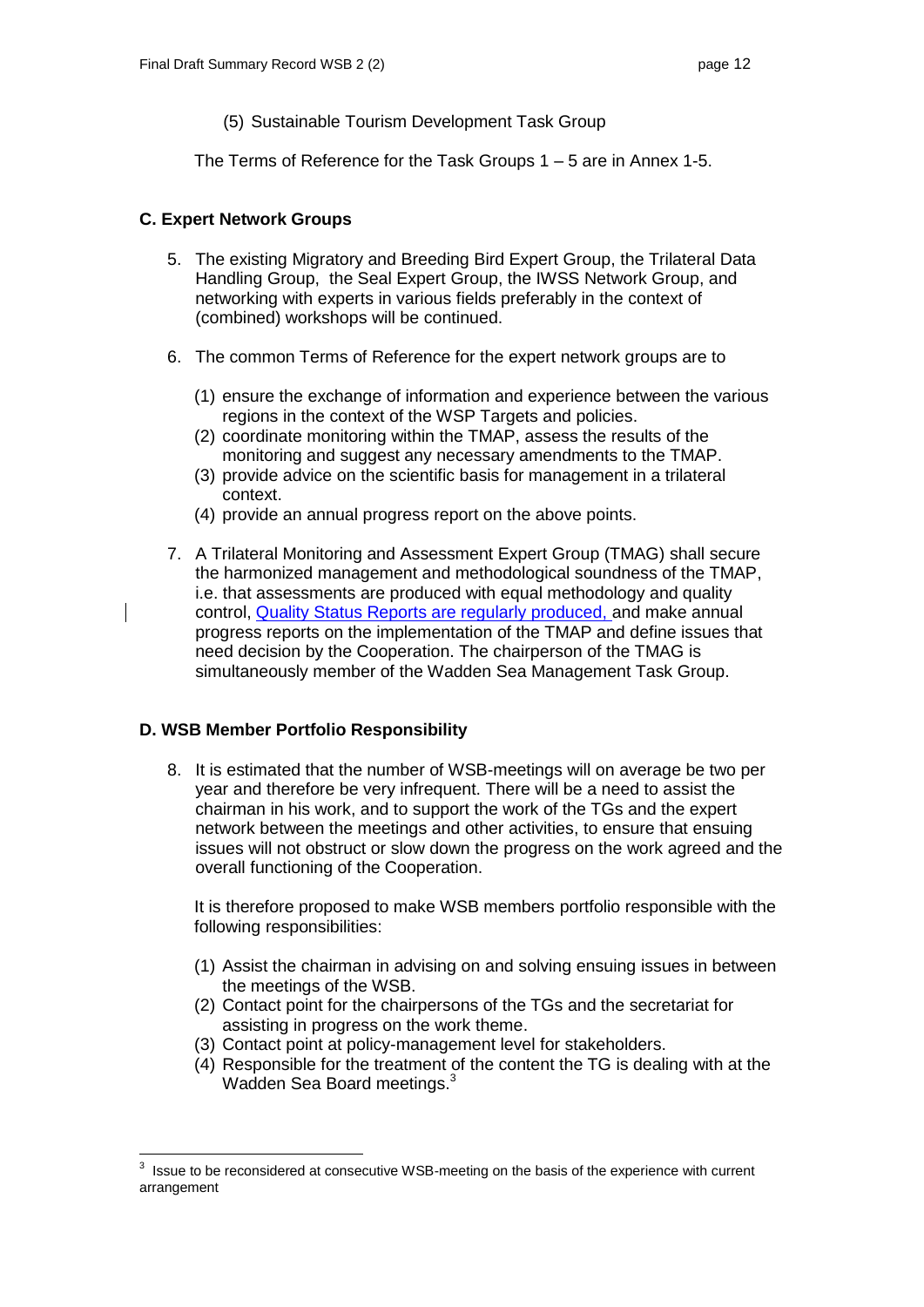(5) Sustainable Tourism Development Task Group

The Terms of Reference for the Task Groups 1 – 5 are in Annex 1-5.

**C. Expert Network Groups**

5. The existing Migratory and Breeding Bird Expert Group, the Trilateral Data Handling Group, the Seal Expert Group, the IWSS Network Group, and networking with experts in various fields preferably in the context of (combined) workshops will be continued.

6. The common Terms of Reference for the expert network groups are to

   (1) ensure the exchange of information and experience between the various regions in the context of the WSP Targets and policies.
   (2) coordinate monitoring within the TMAP, assess the results of the monitoring and suggest any necessary amendments to the TMAP.
   (3) provide advice on the scientific basis for management in a trilateral context.
   (4) provide an annual progress report on the above points.

7. A Trilateral Monitoring and Assessment Expert Group (TMAG) shall secure the harmonized management and methodological soundness of the TMAP, i.e. that assessments are produced with equal methodology and quality control, Quality Status Reports are regularly produced, and make annual progress reports on the implementation of the TMAP and define issues that need decision by the Cooperation. The chairperson of the TMAG is simultaneously member of the Wadden Sea Management Task Group.

**D. WSB Member Portfolio Responsibility**

8. It is estimated that the number of WSB-meetings will on average be two per year and therefore be very infrequent. There will be a need to assist the chairman in his work, and to support the work of the TGs and the expert network between the meetings and other activities, to ensure that ensuing issues will not obstruct or slow down the progress on the work agreed and the overall functioning of the Cooperation.

   It is therefore proposed to make WSB members portfolio responsible with the following responsibilities:

   (1) Assist the chairman in advising on and solving ensuing issues in between the meetings of the WSB.
   (2) Contact point for the chairpersons of the TGs and the secretariat for assisting in progress on the work theme.
   (3) Contact point at policy-management level for stakeholders.
   (4) Responsible for the treatment of the content the TG is dealing with at the Wadden Sea Board meetings.[3]

---

[3] Issue to be reconsidered at consecutive WSB-meeting on the basis of the experience with current arrangement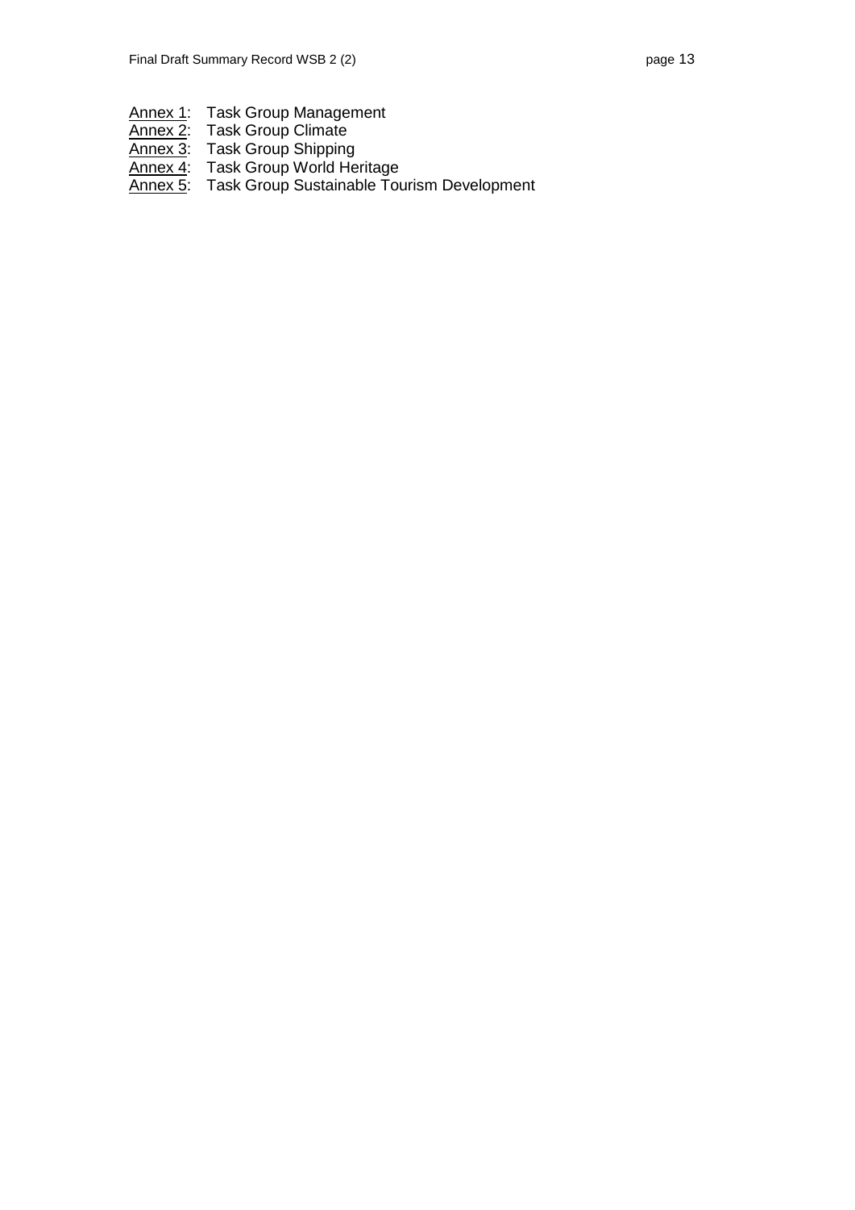Annex 1: Task Group Management
Annex 2: Task Group Climate
Annex 3: Task Group Shipping
Annex 4: Task Group World Heritage
Annex 5: Task Group Sustainable Tourism Development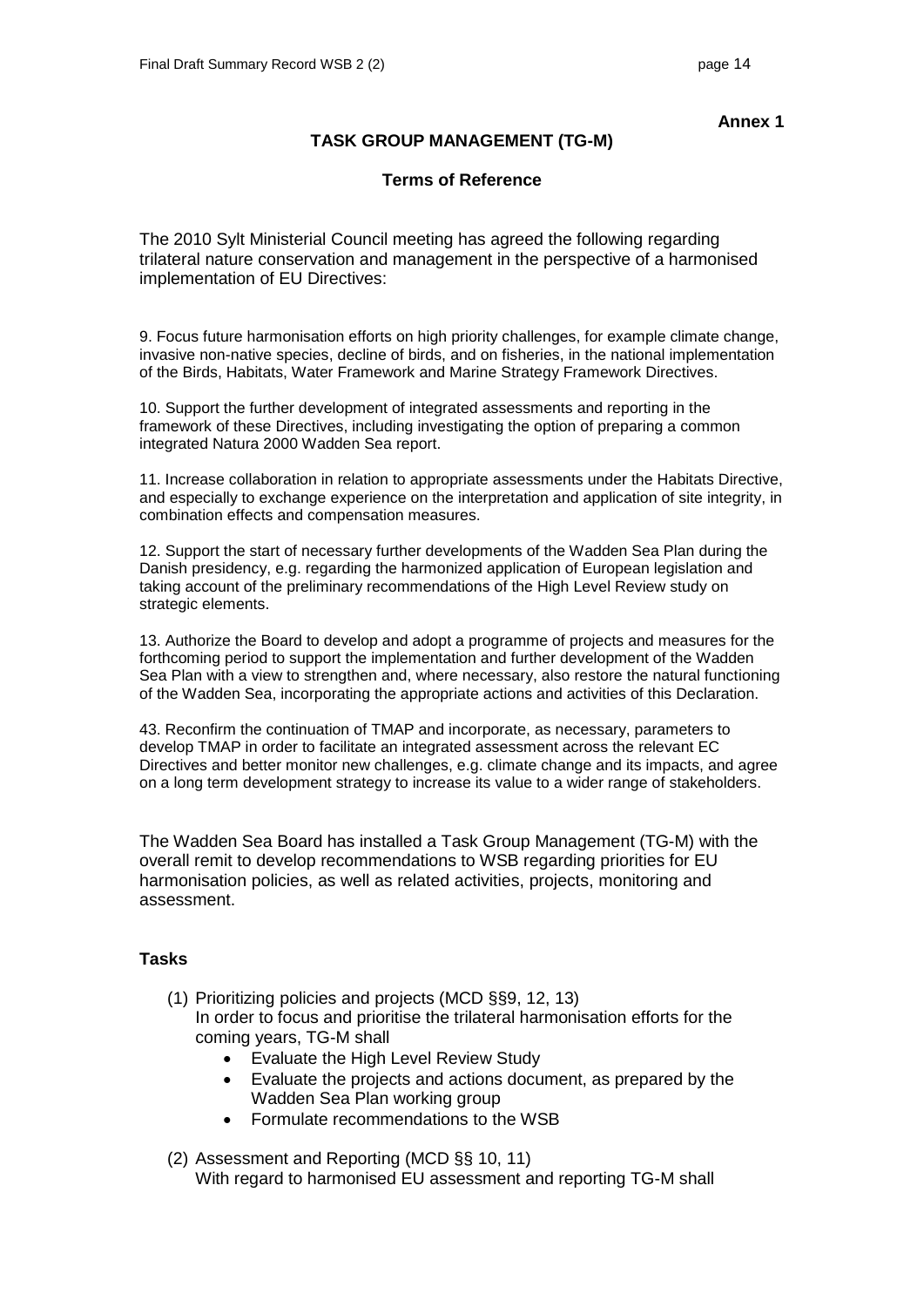**Annex 1**

## TASK GROUP MANAGEMENT (TG-M)

### Terms of Reference

The 2010 Sylt Ministerial Council meeting has agreed the following regarding trilateral nature conservation and management in the perspective of a harmonised implementation of EU Directives:

9. Focus future harmonisation efforts on high priority challenges, for example climate change, invasive non-native species, decline of birds, and on fisheries, in the national implementation of the Birds, Habitats, Water Framework and Marine Strategy Framework Directives.

10. Support the further development of integrated assessments and reporting in the framework of these Directives, including investigating the option of preparing a common integrated Natura 2000 Wadden Sea report.

11. Increase collaboration in relation to appropriate assessments under the Habitats Directive, and especially to exchange experience on the interpretation and application of site integrity, in combination effects and compensation measures.

12. Support the start of necessary further developments of the Wadden Sea Plan during the Danish presidency, e.g. regarding the harmonized application of European legislation and taking account of the preliminary recommendations of the High Level Review study on strategic elements.

13. Authorize the Board to develop and adopt a programme of projects and measures for the forthcoming period to support the implementation and further development of the Wadden Sea Plan with a view to strengthen and, where necessary, also restore the natural functioning of the Wadden Sea, incorporating the appropriate actions and activities of this Declaration.

43. Reconfirm the continuation of TMAP and incorporate, as necessary, parameters to develop TMAP in order to facilitate an integrated assessment across the relevant EC Directives and better monitor new challenges, e.g. climate change and its impacts, and agree on a long term development strategy to increase its value to a wider range of stakeholders.

The Wadden Sea Board has installed a Task Group Management (TG-M) with the overall remit to develop recommendations to WSB regarding priorities for EU harmonisation policies, as well as related activities, projects, monitoring and assessment.

### Tasks

(1) Prioritizing policies and projects (MCD §§9, 12, 13)
In order to focus and prioritise the trilateral harmonisation efforts for the coming years, TG-M shall

- Evaluate the High Level Review Study
- Evaluate the projects and actions document, as prepared by the Wadden Sea Plan working group
- Formulate recommendations to the WSB

(2) Assessment and Reporting (MCD §§ 10, 11)
With regard to harmonised EU assessment and reporting TG-M shall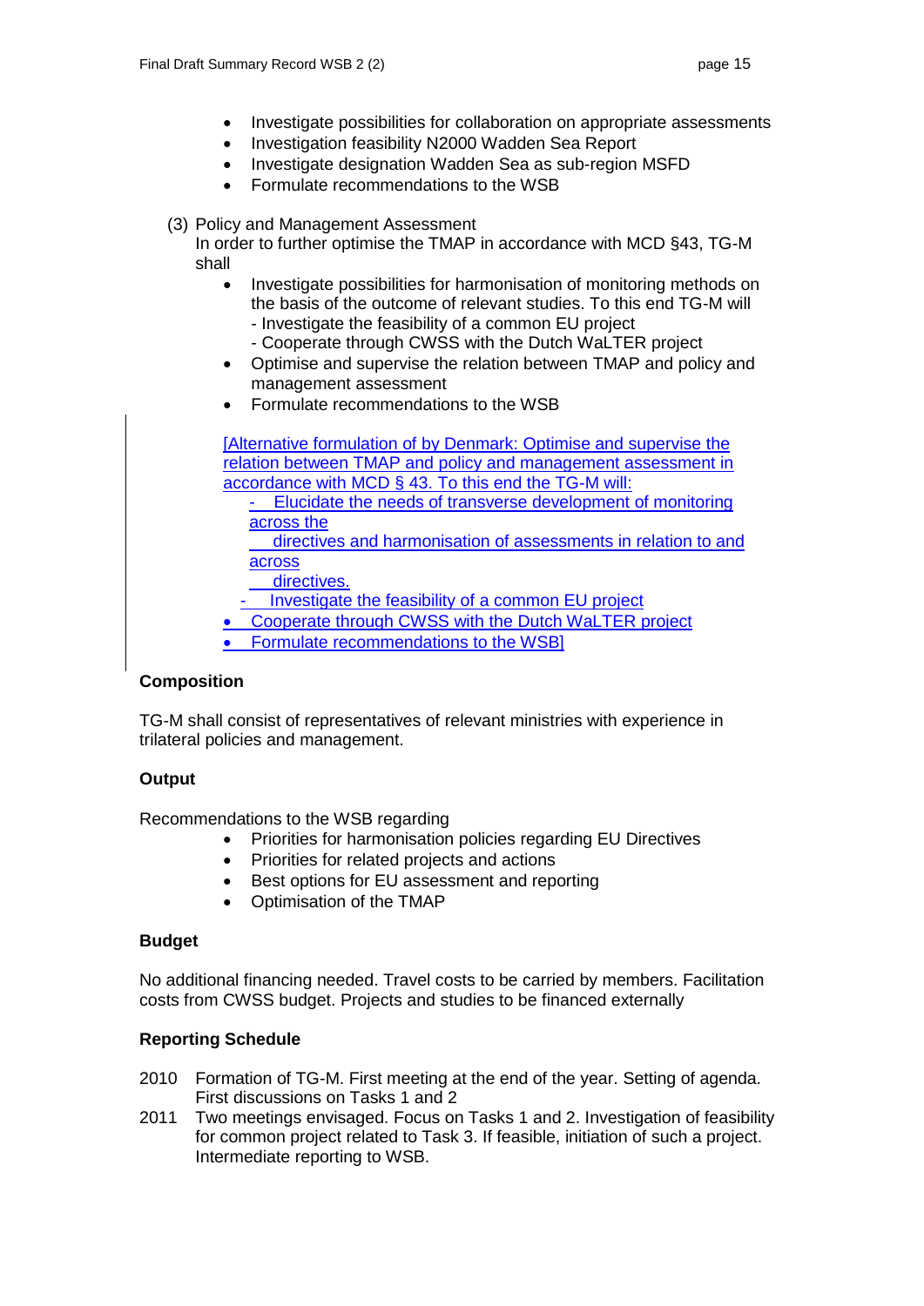- Investigate possibilities for collaboration on appropriate assessments
- Investigation feasibility N2000 Wadden Sea Report
- Investigate designation Wadden Sea as sub-region MSFD
- Formulate recommendations to the WSB

(3) Policy and Management Assessment
In order to further optimise the TMAP in accordance with MCD §43, TG-M shall

- Investigate possibilities for harmonisation of monitoring methods on the basis of the outcome of relevant studies. To this end TG-M will
  - Investigate the feasibility of a common EU project
  - Cooperate through CWSS with the Dutch WaLTER project
- Optimise and supervise the relation between TMAP and policy and management assessment
- Formulate recommendations to the WSB

[Alternative formulation of by Denmark: Optimise and supervise the relation between TMAP and policy and management assessment in accordance with MCD § 43. To this end the TG-M will:

- Elucidate the needs of transverse development of monitoring across the directives and harmonisation of assessments in relation to and across directives.
- Investigate the feasibility of a common EU project
- Cooperate through CWSS with the Dutch WaLTER project
- Formulate recommendations to the WSB]

**Composition**

TG-M shall consist of representatives of relevant ministries with experience in trilateral policies and management.

**Output**

Recommendations to the WSB regarding

- Priorities for harmonisation policies regarding EU Directives
- Priorities for related projects and actions
- Best options for EU assessment and reporting
- Optimisation of the TMAP

**Budget**

No additional financing needed. Travel costs to be carried by members. Facilitation costs from CWSS budget. Projects and studies to be financed externally

**Reporting Schedule**

2010 Formation of TG-M. First meeting at the end of the year. Setting of agenda. First discussions on Tasks 1 and 2

2011 Two meetings envisaged. Focus on Tasks 1 and 2. Investigation of feasibility for common project related to Task 3. If feasible, initiation of such a project. Intermediate reporting to WSB.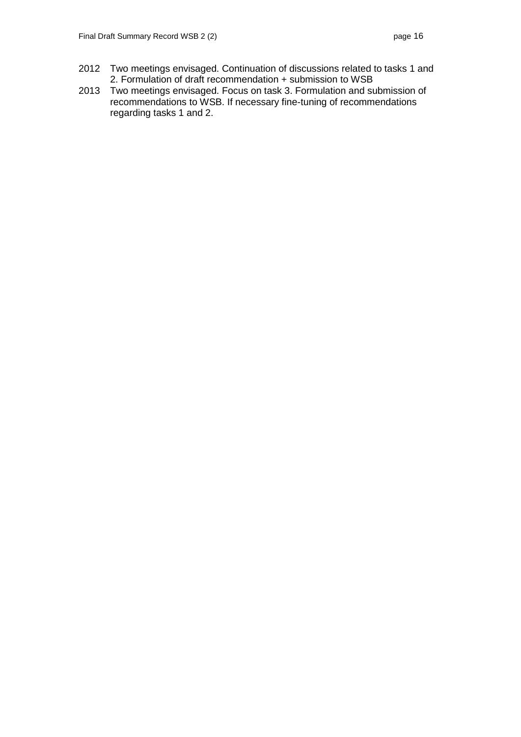2012 Two meetings envisaged. Continuation of discussions related to tasks 1 and 2. Formulation of draft recommendation + submission to WSB

2013 Two meetings envisaged. Focus on task 3. Formulation and submission of recommendations to WSB. If necessary fine-tuning of recommendations regarding tasks 1 and 2.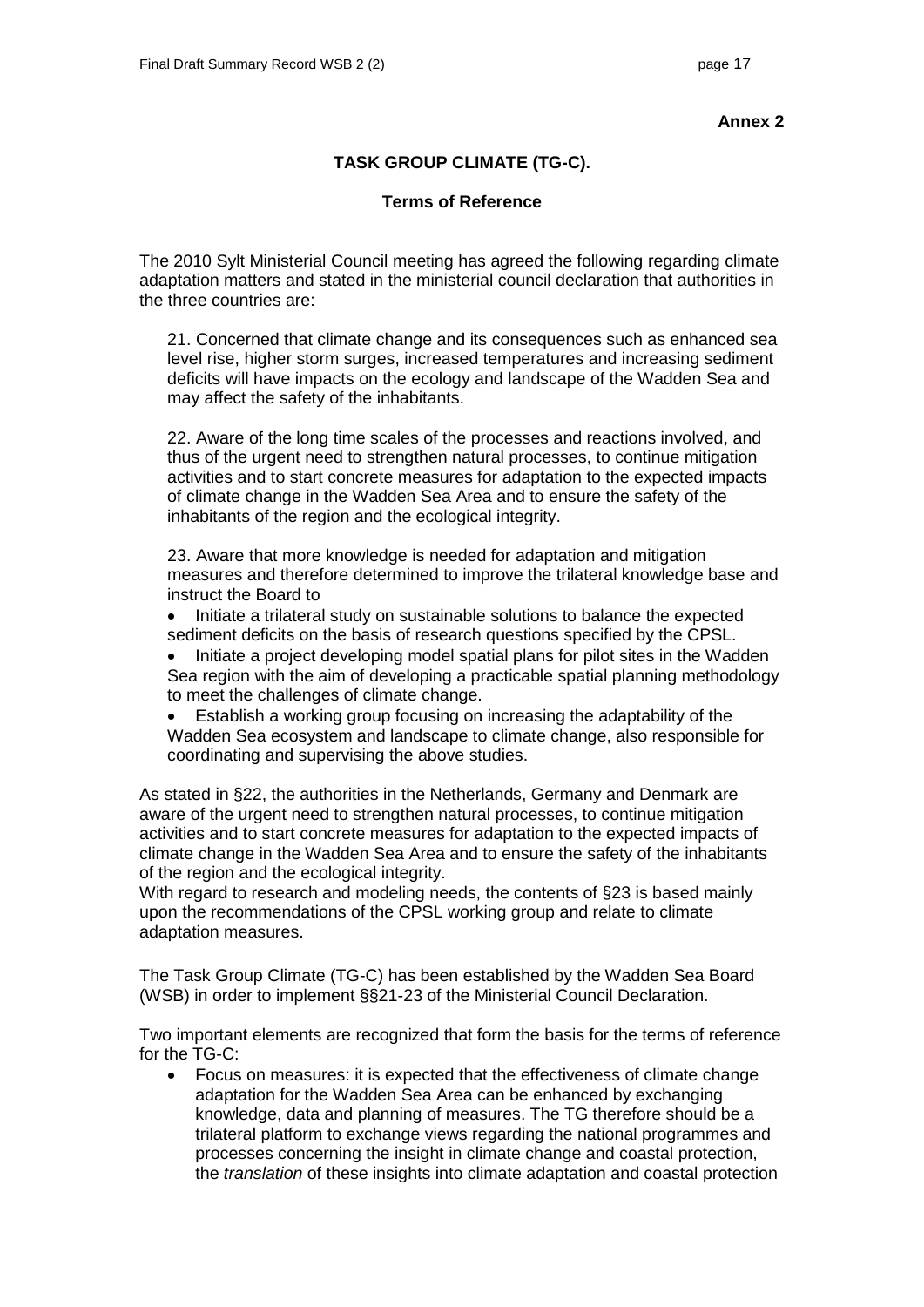**Annex 2**

## TASK GROUP CLIMATE (TG-C).

### Terms of Reference

The 2010 Sylt Ministerial Council meeting has agreed the following regarding climate adaptation matters and stated in the ministerial council declaration that authorities in the three countries are:

> 21. Concerned that climate change and its consequences such as enhanced sea level rise, higher storm surges, increased temperatures and increasing sediment deficits will have impacts on the ecology and landscape of the Wadden Sea and may affect the safety of the inhabitants.
>
> 22. Aware of the long time scales of the processes and reactions involved, and thus of the urgent need to strengthen natural processes, to continue mitigation activities and to start concrete measures for adaptation to the expected impacts of climate change in the Wadden Sea Area and to ensure the safety of the inhabitants of the region and the ecological integrity.
>
> 23. Aware that more knowledge is needed for adaptation and mitigation measures and therefore determined to improve the trilateral knowledge base and instruct the Board to
>
> - Initiate a trilateral study on sustainable solutions to balance the expected sediment deficits on the basis of research questions specified by the CPSL.
> - Initiate a project developing model spatial plans for pilot sites in the Wadden Sea region with the aim of developing a practicable spatial planning methodology to meet the challenges of climate change.
> - Establish a working group focusing on increasing the adaptability of the Wadden Sea ecosystem and landscape to climate change, also responsible for coordinating and supervising the above studies.

As stated in §22, the authorities in the Netherlands, Germany and Denmark are aware of the urgent need to strengthen natural processes, to continue mitigation activities and to start concrete measures for adaptation to the expected impacts of climate change in the Wadden Sea Area and to ensure the safety of the inhabitants of the region and the ecological integrity.
With regard to research and modeling needs, the contents of §23 is based mainly upon the recommendations of the CPSL working group and relate to climate adaptation measures.

The Task Group Climate (TG-C) has been established by the Wadden Sea Board (WSB) in order to implement §§21-23 of the Ministerial Council Declaration.

Two important elements are recognized that form the basis for the terms of reference for the TG-C:

- Focus on measures: it is expected that the effectiveness of climate change adaptation for the Wadden Sea Area can be enhanced by exchanging knowledge, data and planning of measures. The TG therefore should be a trilateral platform to exchange views regarding the national programmes and processes concerning the insight in climate change and coastal protection, the *translation* of these insights into climate adaptation and coastal protection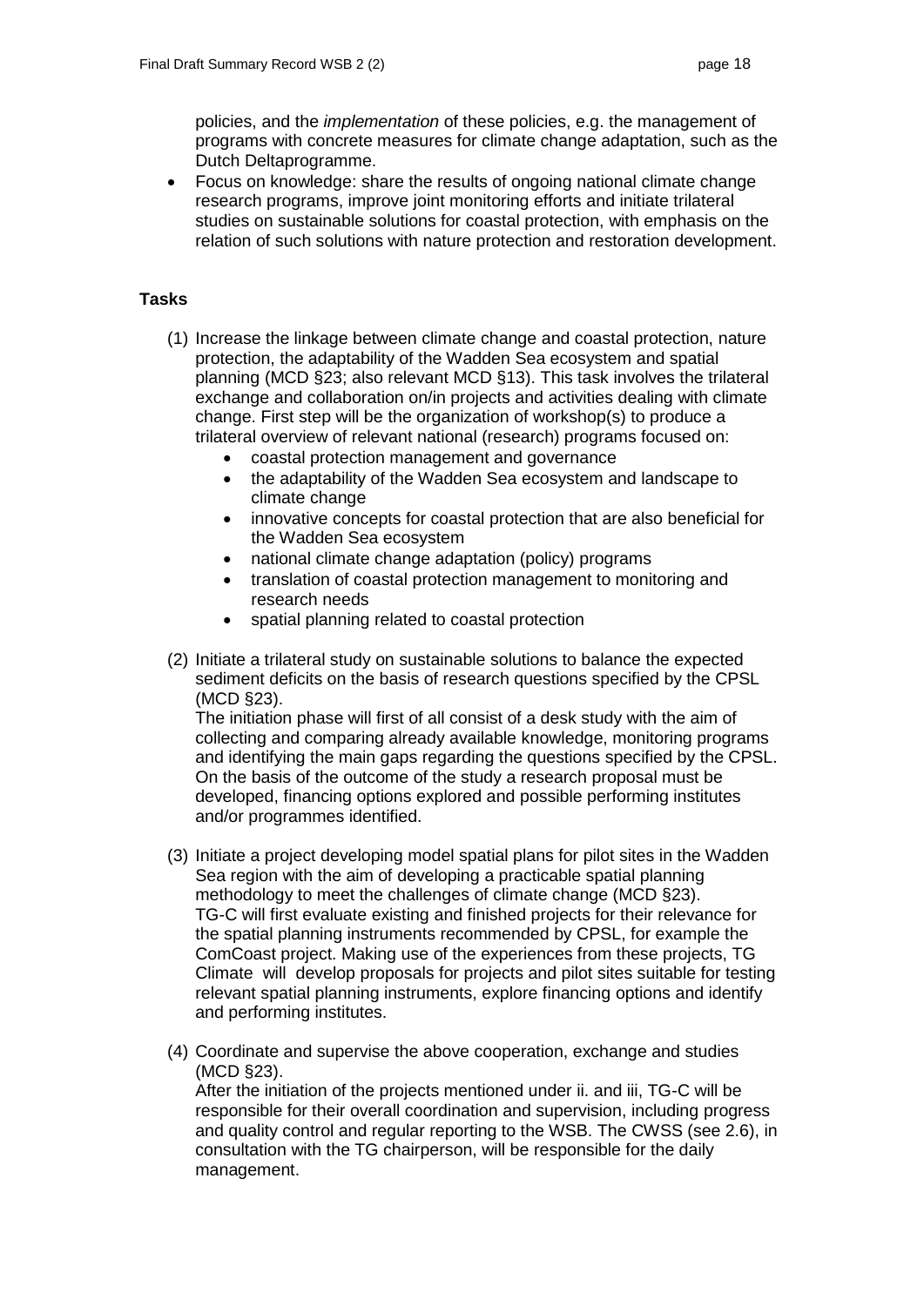policies, and the *implementation* of these policies, e.g. the management of programs with concrete measures for climate change adaptation, such as the Dutch Deltaprogramme.

- Focus on knowledge: share the results of ongoing national climate change research programs, improve joint monitoring efforts and initiate trilateral studies on sustainable solutions for coastal protection, with emphasis on the relation of such solutions with nature protection and restoration development.

**Tasks**

(1) Increase the linkage between climate change and coastal protection, nature protection, the adaptability of the Wadden Sea ecosystem and spatial planning (MCD §23; also relevant MCD §13). This task involves the trilateral exchange and collaboration on/in projects and activities dealing with climate change. First step will be the organization of workshop(s) to produce a trilateral overview of relevant national (research) programs focused on:
   - coastal protection management and governance
   - the adaptability of the Wadden Sea ecosystem and landscape to climate change
   - innovative concepts for coastal protection that are also beneficial for the Wadden Sea ecosystem
   - national climate change adaptation (policy) programs
   - translation of coastal protection management to monitoring and research needs
   - spatial planning related to coastal protection

(2) Initiate a trilateral study on sustainable solutions to balance the expected sediment deficits on the basis of research questions specified by the CPSL (MCD §23).
   The initiation phase will first of all consist of a desk study with the aim of collecting and comparing already available knowledge, monitoring programs and identifying the main gaps regarding the questions specified by the CPSL. On the basis of the outcome of the study a research proposal must be developed, financing options explored and possible performing institutes and/or programmes identified.

(3) Initiate a project developing model spatial plans for pilot sites in the Wadden Sea region with the aim of developing a practicable spatial planning methodology to meet the challenges of climate change (MCD §23).
   TG-C will first evaluate existing and finished projects for their relevance for the spatial planning instruments recommended by CPSL, for example the ComCoast project. Making use of the experiences from these projects, TG Climate will develop proposals for projects and pilot sites suitable for testing relevant spatial planning instruments, explore financing options and identify and performing institutes.

(4) Coordinate and supervise the above cooperation, exchange and studies (MCD §23).
   After the initiation of the projects mentioned under ii. and iii, TG-C will be responsible for their overall coordination and supervision, including progress and quality control and regular reporting to the WSB. The CWSS (see 2.6), in consultation with the TG chairperson, will be responsible for the daily management.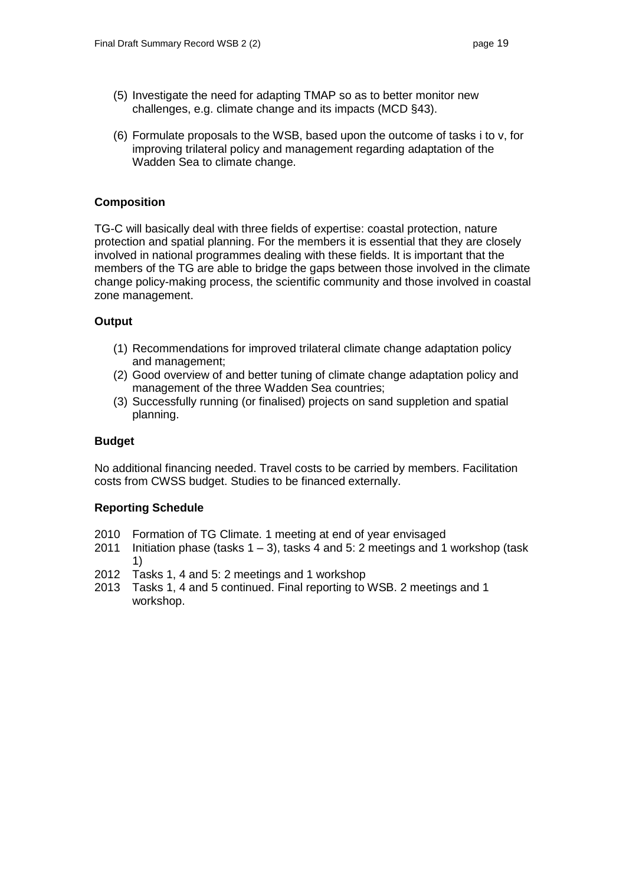(5) Investigate the need for adapting TMAP so as to better monitor new challenges, e.g. climate change and its impacts (MCD §43).

(6) Formulate proposals to the WSB, based upon the outcome of tasks i to v, for improving trilateral policy and management regarding adaptation of the Wadden Sea to climate change.

**Composition**

TG-C will basically deal with three fields of expertise: coastal protection, nature protection and spatial planning. For the members it is essential that they are closely involved in national programmes dealing with these fields. It is important that the members of the TG are able to bridge the gaps between those involved in the climate change policy-making process, the scientific community and those involved in coastal zone management.

**Output**

(1) Recommendations for improved trilateral climate change adaptation policy and management;
(2) Good overview of and better tuning of climate change adaptation policy and management of the three Wadden Sea countries;
(3) Successfully running (or finalised) projects on sand suppletion and spatial planning.

**Budget**

No additional financing needed. Travel costs to be carried by members. Facilitation costs from CWSS budget. Studies to be financed externally.

**Reporting Schedule**

2010 Formation of TG Climate. 1 meeting at end of year envisaged
2011 Initiation phase (tasks 1 – 3), tasks 4 and 5: 2 meetings and 1 workshop (task 1)
2012 Tasks 1, 4 and 5: 2 meetings and 1 workshop
2013 Tasks 1, 4 and 5 continued. Final reporting to WSB. 2 meetings and 1 workshop.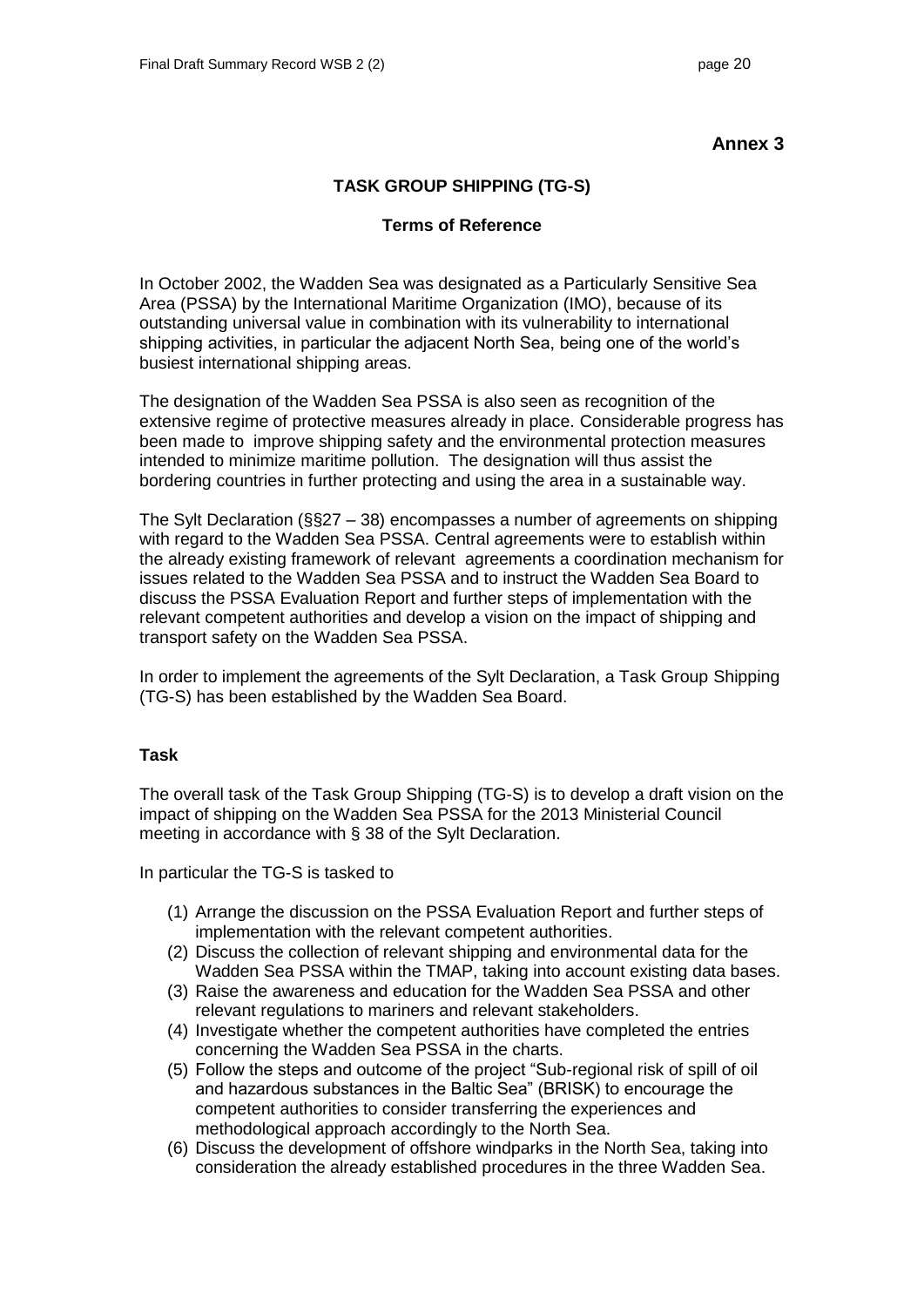**Annex 3**

## TASK GROUP SHIPPING (TG-S)

### Terms of Reference

In October 2002, the Wadden Sea was designated as a Particularly Sensitive Sea Area (PSSA) by the International Maritime Organization (IMO), because of its outstanding universal value in combination with its vulnerability to international shipping activities, in particular the adjacent North Sea, being one of the world's busiest international shipping areas.

The designation of the Wadden Sea PSSA is also seen as recognition of the extensive regime of protective measures already in place. Considerable progress has been made to improve shipping safety and the environmental protection measures intended to minimize maritime pollution. The designation will thus assist the bordering countries in further protecting and using the area in a sustainable way.

The Sylt Declaration (§§27 – 38) encompasses a number of agreements on shipping with regard to the Wadden Sea PSSA. Central agreements were to establish within the already existing framework of relevant agreements a coordination mechanism for issues related to the Wadden Sea PSSA and to instruct the Wadden Sea Board to discuss the PSSA Evaluation Report and further steps of implementation with the relevant competent authorities and develop a vision on the impact of shipping and transport safety on the Wadden Sea PSSA.

In order to implement the agreements of the Sylt Declaration, a Task Group Shipping (TG-S) has been established by the Wadden Sea Board.

**Task**

The overall task of the Task Group Shipping (TG-S) is to develop a draft vision on the impact of shipping on the Wadden Sea PSSA for the 2013 Ministerial Council meeting in accordance with § 38 of the Sylt Declaration.

In particular the TG-S is tasked to

(1) Arrange the discussion on the PSSA Evaluation Report and further steps of implementation with the relevant competent authorities.
(2) Discuss the collection of relevant shipping and environmental data for the Wadden Sea PSSA within the TMAP, taking into account existing data bases.
(3) Raise the awareness and education for the Wadden Sea PSSA and other relevant regulations to mariners and relevant stakeholders.
(4) Investigate whether the competent authorities have completed the entries concerning the Wadden Sea PSSA in the charts.
(5) Follow the steps and outcome of the project "Sub-regional risk of spill of oil and hazardous substances in the Baltic Sea" (BRISK) to encourage the competent authorities to consider transferring the experiences and methodological approach accordingly to the North Sea.
(6) Discuss the development of offshore windparks in the North Sea, taking into consideration the already established procedures in the three Wadden Sea.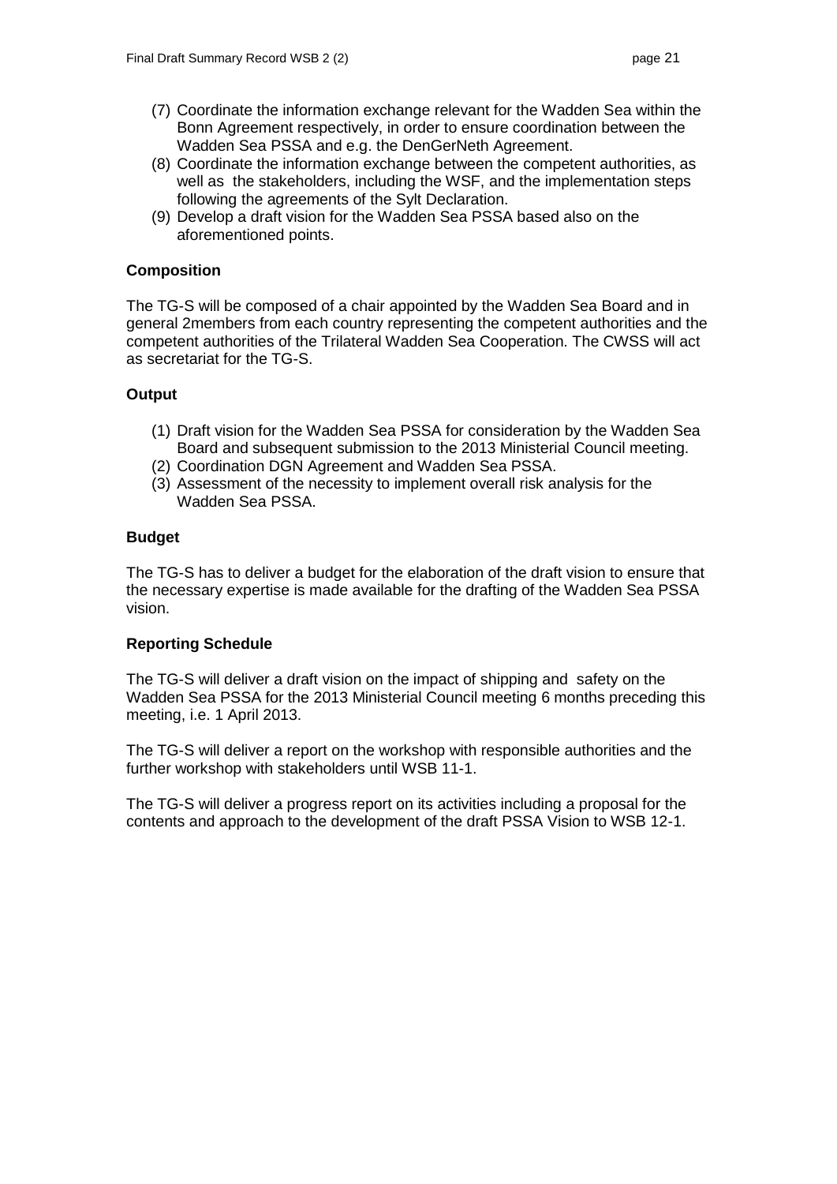(7) Coordinate the information exchange relevant for the Wadden Sea within the Bonn Agreement respectively, in order to ensure coordination between the Wadden Sea PSSA and e.g. the DenGerNeth Agreement.
(8) Coordinate the information exchange between the competent authorities, as well as the stakeholders, including the WSF, and the implementation steps following the agreements of the Sylt Declaration.
(9) Develop a draft vision for the Wadden Sea PSSA based also on the aforementioned points.

**Composition**

The TG-S will be composed of a chair appointed by the Wadden Sea Board and in general 2members from each country representing the competent authorities and the competent authorities of the Trilateral Wadden Sea Cooperation. The CWSS will act as secretariat for the TG-S.

**Output**

(1) Draft vision for the Wadden Sea PSSA for consideration by the Wadden Sea Board and subsequent submission to the 2013 Ministerial Council meeting.
(2) Coordination DGN Agreement and Wadden Sea PSSA.
(3) Assessment of the necessity to implement overall risk analysis for the Wadden Sea PSSA.

**Budget**

The TG-S has to deliver a budget for the elaboration of the draft vision to ensure that the necessary expertise is made available for the drafting of the Wadden Sea PSSA vision.

**Reporting Schedule**

The TG-S will deliver a draft vision on the impact of shipping and safety on the Wadden Sea PSSA for the 2013 Ministerial Council meeting 6 months preceding this meeting, i.e. 1 April 2013.

The TG-S will deliver a report on the workshop with responsible authorities and the further workshop with stakeholders until WSB 11-1.

The TG-S will deliver a progress report on its activities including a proposal for the contents and approach to the development of the draft PSSA Vision to WSB 12-1.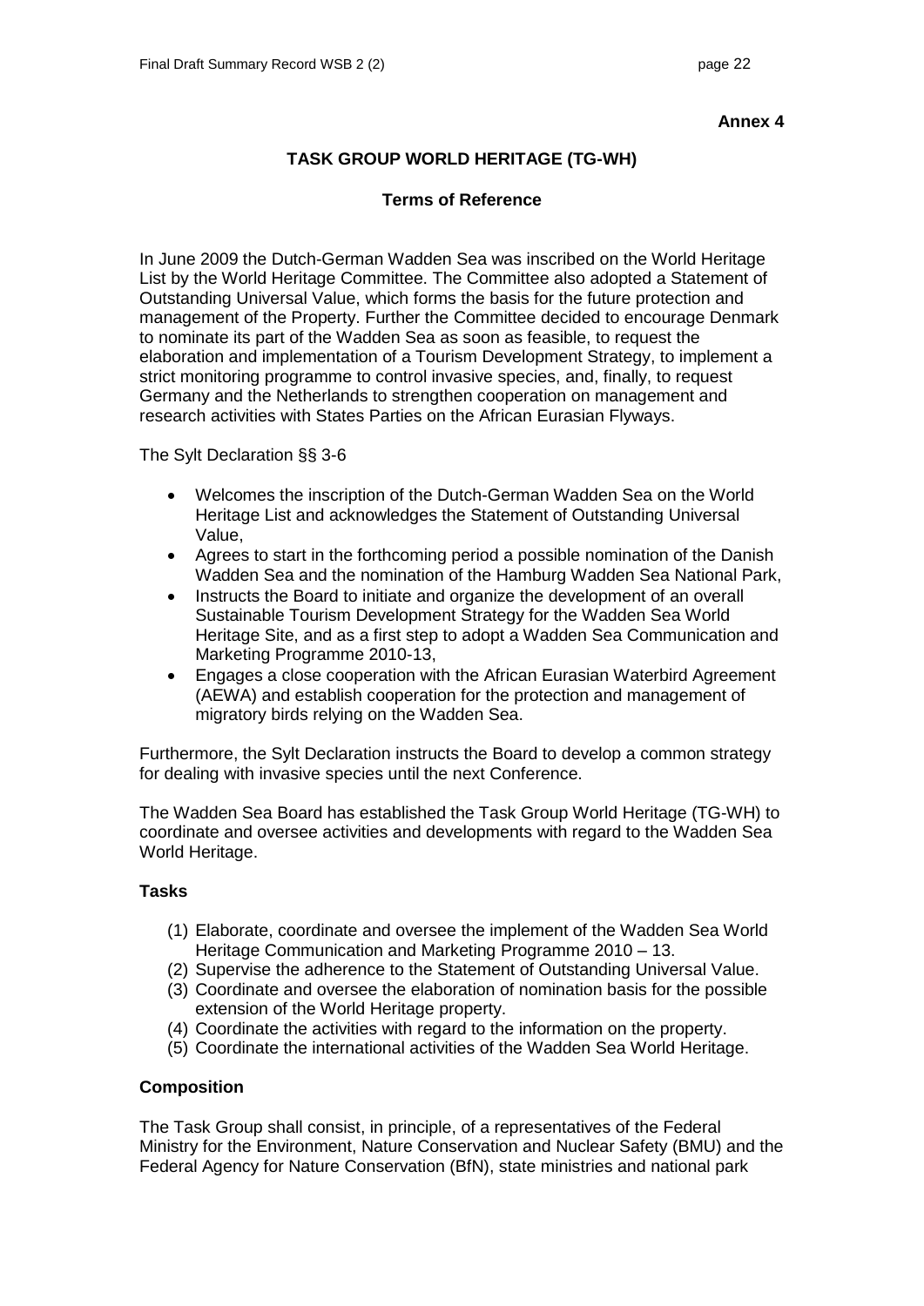**Annex 4**

## TASK GROUP WORLD HERITAGE (TG-WH)

### Terms of Reference

In June 2009 the Dutch-German Wadden Sea was inscribed on the World Heritage List by the World Heritage Committee. The Committee also adopted a Statement of Outstanding Universal Value, which forms the basis for the future protection and management of the Property. Further the Committee decided to encourage Denmark to nominate its part of the Wadden Sea as soon as feasible, to request the elaboration and implementation of a Tourism Development Strategy, to implement a strict monitoring programme to control invasive species, and, finally, to request Germany and the Netherlands to strengthen cooperation on management and research activities with States Parties on the African Eurasian Flyways.

The Sylt Declaration §§ 3-6

- Welcomes the inscription of the Dutch-German Wadden Sea on the World Heritage List and acknowledges the Statement of Outstanding Universal Value,
- Agrees to start in the forthcoming period a possible nomination of the Danish Wadden Sea and the nomination of the Hamburg Wadden Sea National Park,
- Instructs the Board to initiate and organize the development of an overall Sustainable Tourism Development Strategy for the Wadden Sea World Heritage Site, and as a first step to adopt a Wadden Sea Communication and Marketing Programme 2010-13,
- Engages a close cooperation with the African Eurasian Waterbird Agreement (AEWA) and establish cooperation for the protection and management of migratory birds relying on the Wadden Sea.

Furthermore, the Sylt Declaration instructs the Board to develop a common strategy for dealing with invasive species until the next Conference.

The Wadden Sea Board has established the Task Group World Heritage (TG-WH) to coordinate and oversee activities and developments with regard to the Wadden Sea World Heritage.

**Tasks**

(1) Elaborate, coordinate and oversee the implement of the Wadden Sea World Heritage Communication and Marketing Programme 2010 – 13.
(2) Supervise the adherence to the Statement of Outstanding Universal Value.
(3) Coordinate and oversee the elaboration of nomination basis for the possible extension of the World Heritage property.
(4) Coordinate the activities with regard to the information on the property.
(5) Coordinate the international activities of the Wadden Sea World Heritage.

**Composition**

The Task Group shall consist, in principle, of a representatives of the Federal Ministry for the Environment, Nature Conservation and Nuclear Safety (BMU) and the Federal Agency for Nature Conservation (BfN), state ministries and national park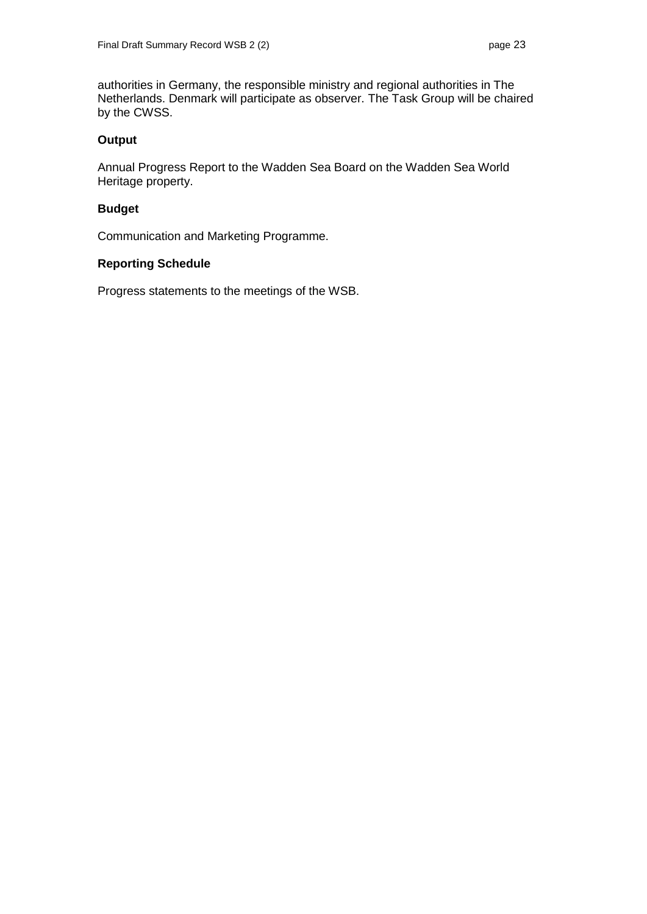authorities in Germany, the responsible ministry and regional authorities in The Netherlands. Denmark will participate as observer. The Task Group will be chaired by the CWSS.

**Output**

Annual Progress Report to the Wadden Sea Board on the Wadden Sea World Heritage property.

**Budget**

Communication and Marketing Programme.

**Reporting Schedule**

Progress statements to the meetings of the WSB.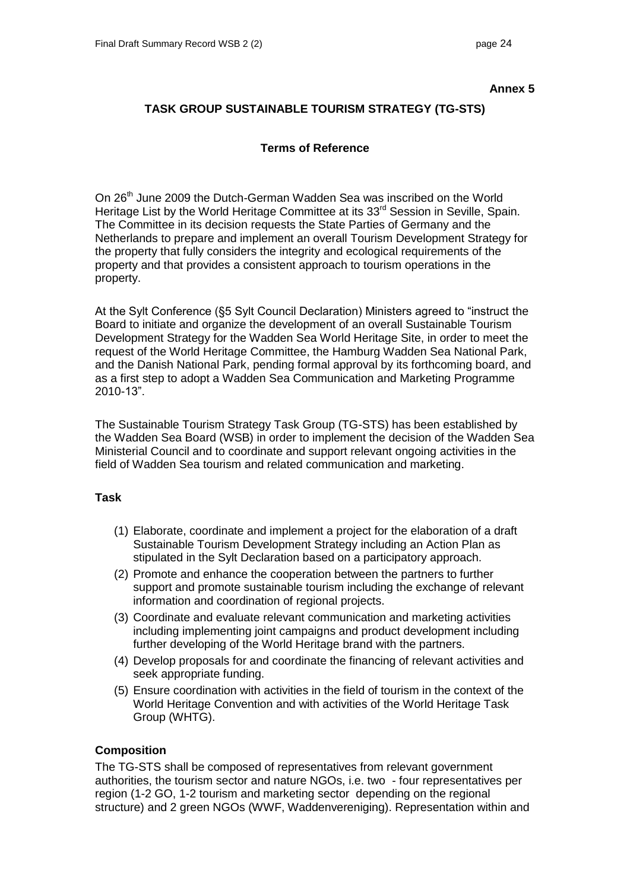**Annex 5**

# TASK GROUP SUSTAINABLE TOURISM STRATEGY (TG-STS)

## Terms of Reference

On 26th June 2009 the Dutch-German Wadden Sea was inscribed on the World Heritage List by the World Heritage Committee at its 33rd Session in Seville, Spain. The Committee in its decision requests the State Parties of Germany and the Netherlands to prepare and implement an overall Tourism Development Strategy for the property that fully considers the integrity and ecological requirements of the property and that provides a consistent approach to tourism operations in the property.

At the Sylt Conference (§5 Sylt Council Declaration) Ministers agreed to "instruct the Board to initiate and organize the development of an overall Sustainable Tourism Development Strategy for the Wadden Sea World Heritage Site, in order to meet the request of the World Heritage Committee, the Hamburg Wadden Sea National Park, and the Danish National Park, pending formal approval by its forthcoming board, and as a first step to adopt a Wadden Sea Communication and Marketing Programme 2010-13".

The Sustainable Tourism Strategy Task Group (TG-STS) has been established by the Wadden Sea Board (WSB) in order to implement the decision of the Wadden Sea Ministerial Council and to coordinate and support relevant ongoing activities in the field of Wadden Sea tourism and related communication and marketing.

### Task

(1) Elaborate, coordinate and implement a project for the elaboration of a draft Sustainable Tourism Development Strategy including an Action Plan as stipulated in the Sylt Declaration based on a participatory approach.

(2) Promote and enhance the cooperation between the partners to further support and promote sustainable tourism including the exchange of relevant information and coordination of regional projects.

(3) Coordinate and evaluate relevant communication and marketing activities including implementing joint campaigns and product development including further developing of the World Heritage brand with the partners.

(4) Develop proposals for and coordinate the financing of relevant activities and seek appropriate funding.

(5) Ensure coordination with activities in the field of tourism in the context of the World Heritage Convention and with activities of the World Heritage Task Group (WHTG).

### Composition

The TG-STS shall be composed of representatives from relevant government authorities, the tourism sector and nature NGOs, i.e. two - four representatives per region (1-2 GO, 1-2 tourism and marketing sector depending on the regional structure) and 2 green NGOs (WWF, Waddenvereniging). Representation within and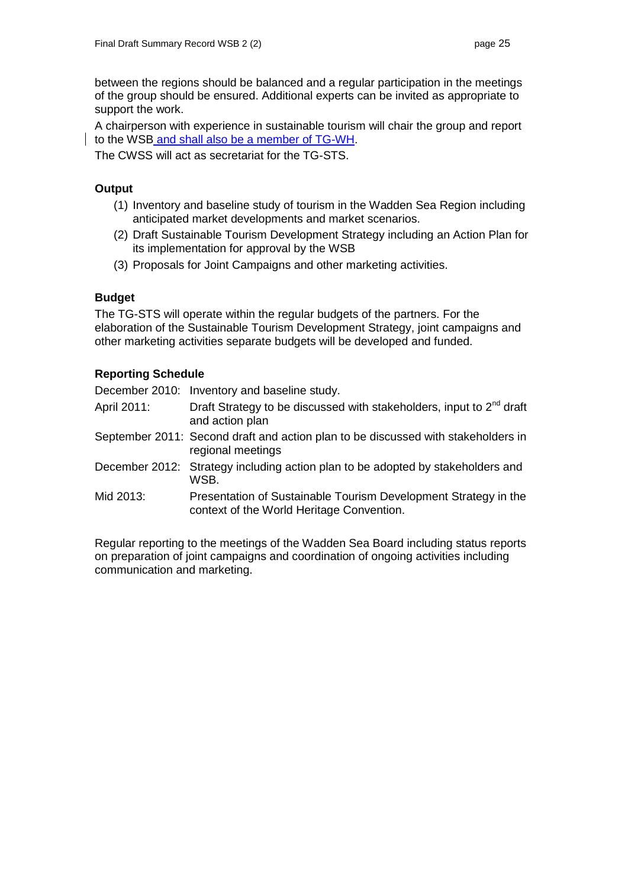between the regions should be balanced and a regular participation in the meetings of the group should be ensured. Additional experts can be invited as appropriate to support the work.

A chairperson with experience in sustainable tourism will chair the group and report to the WSB and shall also be a member of TG-WH.

The CWSS will act as secretariat for the TG-STS.

**Output**

(1) Inventory and baseline study of tourism in the Wadden Sea Region including anticipated market developments and market scenarios.

(2) Draft Sustainable Tourism Development Strategy including an Action Plan for its implementation for approval by the WSB

(3) Proposals for Joint Campaigns and other marketing activities.

**Budget**

The TG-STS will operate within the regular budgets of the partners. For the elaboration of the Sustainable Tourism Development Strategy, joint campaigns and other marketing activities separate budgets will be developed and funded.

**Reporting Schedule**

| | |
|---|---|
| December 2010: | Inventory and baseline study. |
| April 2011: | Draft Strategy to be discussed with stakeholders, input to 2nd draft and action plan |
| September 2011: | Second draft and action plan to be discussed with stakeholders in regional meetings |
| December 2012: | Strategy including action plan to be adopted by stakeholders and WSB. |
| Mid 2013: | Presentation of Sustainable Tourism Development Strategy in the context of the World Heritage Convention. |

Regular reporting to the meetings of the Wadden Sea Board including status reports on preparation of joint campaigns and coordination of ongoing activities including communication and marketing.